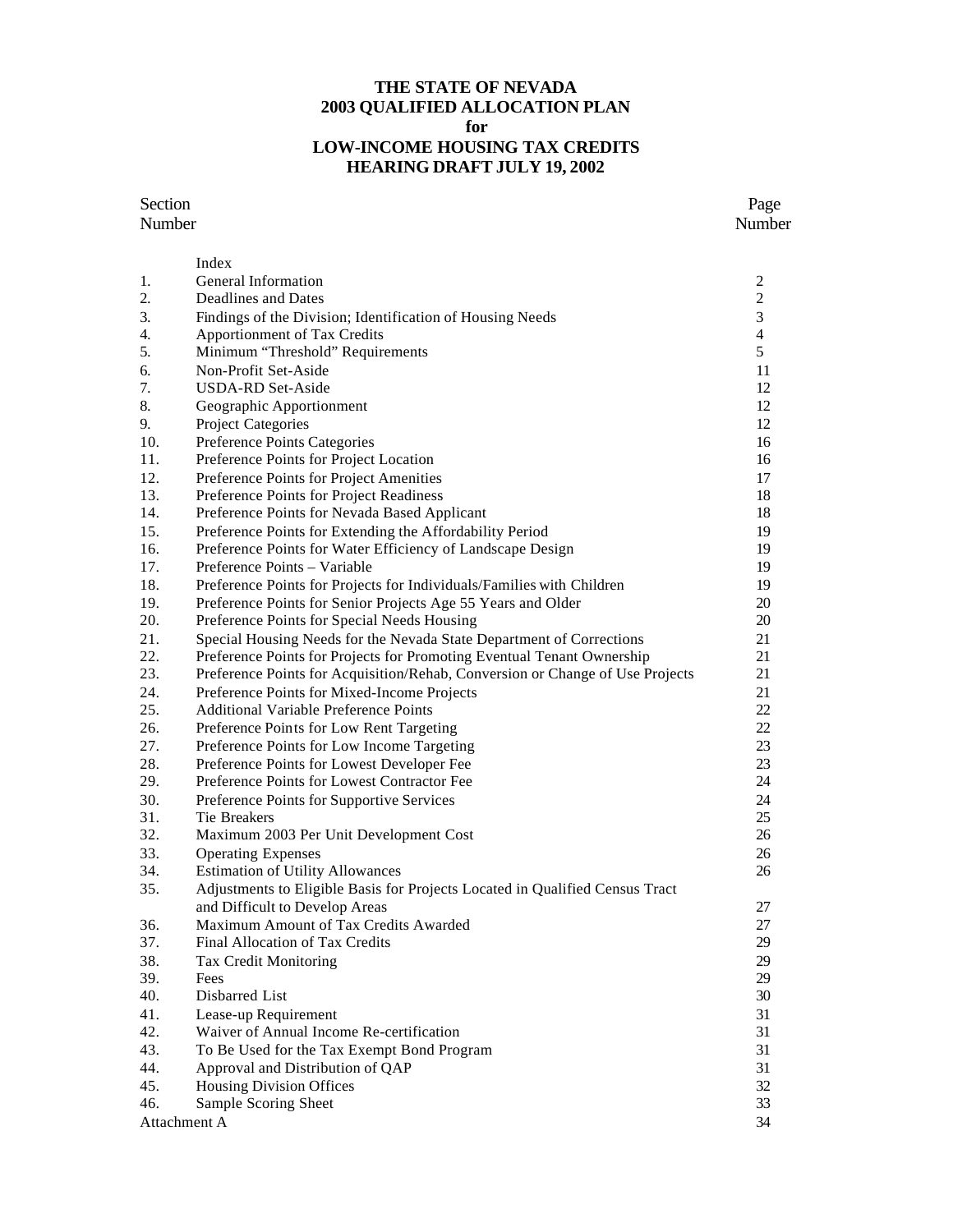# THE STATE OF NEVADA
# 2003 QUALIFIED ALLOCATION PLAN
# for
# LOW-INCOME HOUSING TAX CREDITS
# HEARING DRAFT JULY 19, 2002

| Section Number | Index | Page Number |
|---|---|---|
| 1. | General Information | 2 |
| 2. | Deadlines and Dates | 2 |
| 3. | Findings of the Division; Identification of Housing Needs | 3 |
| 4. | Apportionment of Tax Credits | 4 |
| 5. | Minimum "Threshold" Requirements | 5 |
| 6. | Non-Profit Set-Aside | 11 |
| 7. | USDA-RD Set-Aside | 12 |
| 8. | Geographic Apportionment | 12 |
| 9. | Project Categories | 12 |
| 10. | Preference Points Categories | 16 |
| 11. | Preference Points for Project Location | 16 |
| 12. | Preference Points for Project Amenities | 17 |
| 13. | Preference Points for Project Readiness | 18 |
| 14. | Preference Points for Nevada Based Applicant | 18 |
| 15. | Preference Points for Extending the Affordability Period | 19 |
| 16. | Preference Points for Water Efficiency of Landscape Design | 19 |
| 17. | Preference Points – Variable | 19 |
| 18. | Preference Points for Projects for Individuals/Families with Children | 19 |
| 19. | Preference Points for Senior Projects Age 55 Years and Older | 20 |
| 20. | Preference Points for Special Needs Housing | 20 |
| 21. | Special Housing Needs for the Nevada State Department of Corrections | 21 |
| 22. | Preference Points for Projects for Promoting Eventual Tenant Ownership | 21 |
| 23. | Preference Points for Acquisition/Rehab, Conversion or Change of Use Projects | 21 |
| 24. | Preference Points for Mixed-Income Projects | 21 |
| 25. | Additional Variable Preference Points | 22 |
| 26. | Preference Points for Low Rent Targeting | 22 |
| 27. | Preference Points for Low Income Targeting | 23 |
| 28. | Preference Points for Lowest Developer Fee | 23 |
| 29. | Preference Points for Lowest Contractor Fee | 24 |
| 30. | Preference Points for Supportive Services | 24 |
| 31. | Tie Breakers | 25 |
| 32. | Maximum 2003 Per Unit Development Cost | 26 |
| 33. | Operating Expenses | 26 |
| 34. | Estimation of Utility Allowances | 26 |
| 35. | Adjustments to Eligible Basis for Projects Located in Qualified Census Tract and Difficult to Develop Areas | 27 |
| 36. | Maximum Amount of Tax Credits Awarded | 27 |
| 37. | Final Allocation of Tax Credits | 29 |
| 38. | Tax Credit Monitoring | 29 |
| 39. | Fees | 29 |
| 40. | Disbarred List | 30 |
| 41. | Lease-up Requirement | 31 |
| 42. | Waiver of Annual Income Re-certification | 31 |
| 43. | To Be Used for the Tax Exempt Bond Program | 31 |
| 44. | Approval and Distribution of QAP | 31 |
| 45. | Housing Division Offices | 32 |
| 46. | Sample Scoring Sheet | 33 |
| Attachment A | | 34 |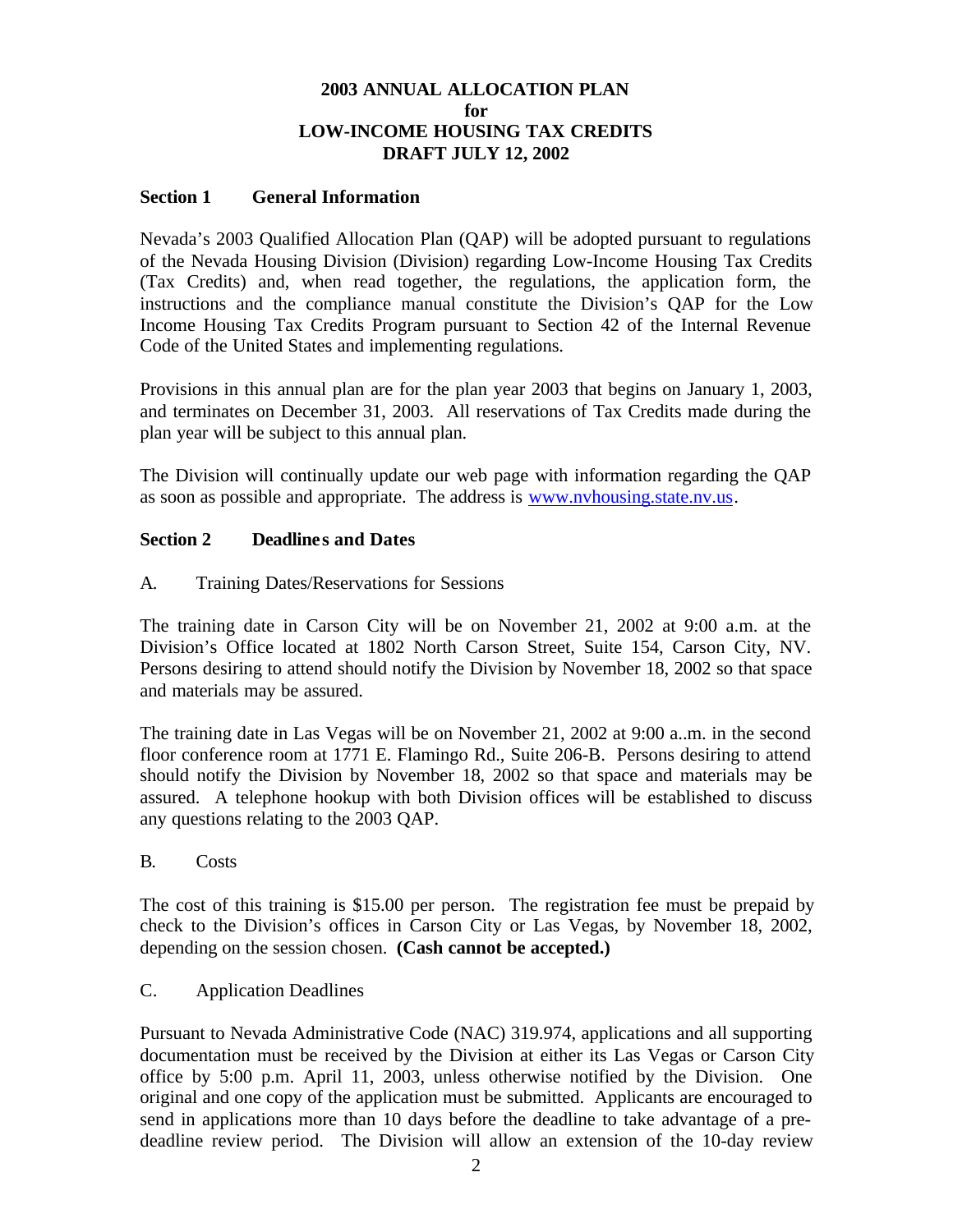# 2003 ANNUAL ALLOCATION PLAN
## for
## LOW-INCOME HOUSING TAX CREDITS
## DRAFT JULY 12, 2002

### Section 1 General Information

Nevada's 2003 Qualified Allocation Plan (QAP) will be adopted pursuant to regulations of the Nevada Housing Division (Division) regarding Low-Income Housing Tax Credits (Tax Credits) and, when read together, the regulations, the application form, the instructions and the compliance manual constitute the Division's QAP for the Low Income Housing Tax Credits Program pursuant to Section 42 of the Internal Revenue Code of the United States and implementing regulations.

Provisions in this annual plan are for the plan year 2003 that begins on January 1, 2003, and terminates on December 31, 2003. All reservations of Tax Credits made during the plan year will be subject to this annual plan.

The Division will continually update our web page with information regarding the QAP as soon as possible and appropriate. The address is www.nvhousing.state.nv.us.

### Section 2 Deadlines and Dates

A. Training Dates/Reservations for Sessions

The training date in Carson City will be on November 21, 2002 at 9:00 a.m. at the Division's Office located at 1802 North Carson Street, Suite 154, Carson City, NV. Persons desiring to attend should notify the Division by November 18, 2002 so that space and materials may be assured.

The training date in Las Vegas will be on November 21, 2002 at 9:00 a..m. in the second floor conference room at 1771 E. Flamingo Rd., Suite 206-B. Persons desiring to attend should notify the Division by November 18, 2002 so that space and materials may be assured. A telephone hookup with both Division offices will be established to discuss any questions relating to the 2003 QAP.

B. Costs

The cost of this training is $15.00 per person. The registration fee must be prepaid by check to the Division's offices in Carson City or Las Vegas, by November 18, 2002, depending on the session chosen. **(Cash cannot be accepted.)**

C. Application Deadlines

Pursuant to Nevada Administrative Code (NAC) 319.974, applications and all supporting documentation must be received by the Division at either its Las Vegas or Carson City office by 5:00 p.m. April 11, 2003, unless otherwise notified by the Division. One original and one copy of the application must be submitted. Applicants are encouraged to send in applications more than 10 days before the deadline to take advantage of a pre-deadline review period. The Division will allow an extension of the 10-day review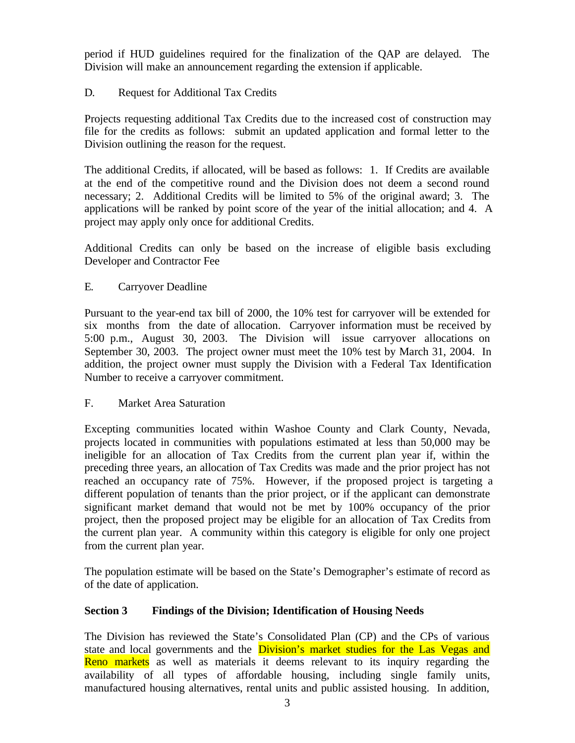period if HUD guidelines required for the finalization of the QAP are delayed. The Division will make an announcement regarding the extension if applicable.

D. Request for Additional Tax Credits

Projects requesting additional Tax Credits due to the increased cost of construction may file for the credits as follows: submit an updated application and formal letter to the Division outlining the reason for the request.

The additional Credits, if allocated, will be based as follows: 1. If Credits are available at the end of the competitive round and the Division does not deem a second round necessary; 2. Additional Credits will be limited to 5% of the original award; 3. The applications will be ranked by point score of the year of the initial allocation; and 4. A project may apply only once for additional Credits.

Additional Credits can only be based on the increase of eligible basis excluding Developer and Contractor Fee

E. Carryover Deadline

Pursuant to the year-end tax bill of 2000, the 10% test for carryover will be extended for six months from the date of allocation. Carryover information must be received by 5:00 p.m., August 30, 2003. The Division will issue carryover allocations on September 30, 2003. The project owner must meet the 10% test by March 31, 2004. In addition, the project owner must supply the Division with a Federal Tax Identification Number to receive a carryover commitment.

F. Market Area Saturation

Excepting communities located within Washoe County and Clark County, Nevada, projects located in communities with populations estimated at less than 50,000 may be ineligible for an allocation of Tax Credits from the current plan year if, within the preceding three years, an allocation of Tax Credits was made and the prior project has not reached an occupancy rate of 75%. However, if the proposed project is targeting a different population of tenants than the prior project, or if the applicant can demonstrate significant market demand that would not be met by 100% occupancy of the prior project, then the proposed project may be eligible for an allocation of Tax Credits from the current plan year. A community within this category is eligible for only one project from the current plan year.

The population estimate will be based on the State's Demographer's estimate of record as of the date of application.

## Section 3 Findings of the Division; Identification of Housing Needs

The Division has reviewed the State's Consolidated Plan (CP) and the CPs of various state and local governments and the Division's market studies for the Las Vegas and Reno markets as well as materials it deems relevant to its inquiry regarding the availability of all types of affordable housing, including single family units, manufactured housing alternatives, rental units and public assisted housing. In addition,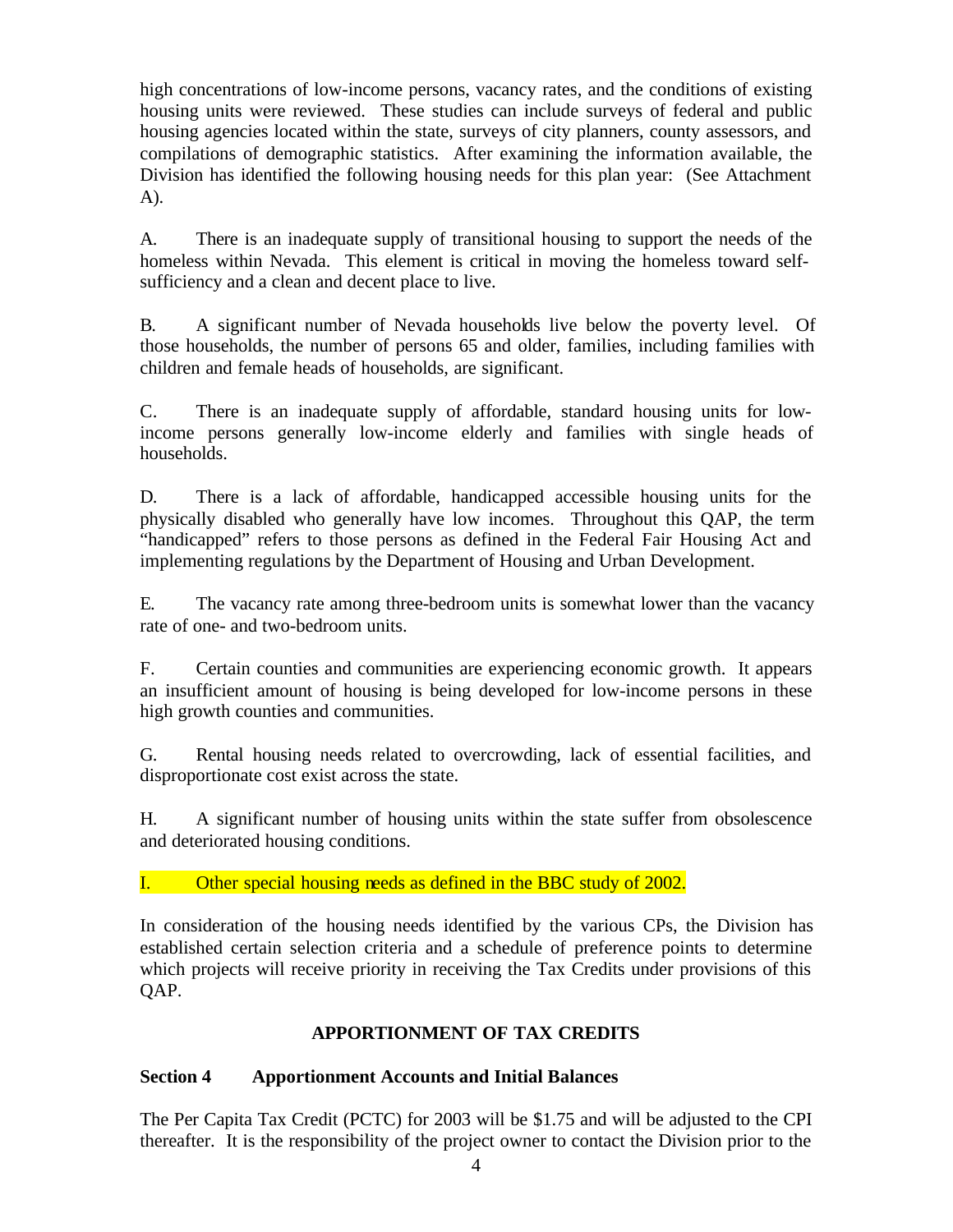high concentrations of low-income persons, vacancy rates, and the conditions of existing housing units were reviewed. These studies can include surveys of federal and public housing agencies located within the state, surveys of city planners, county assessors, and compilations of demographic statistics. After examining the information available, the Division has identified the following housing needs for this plan year: (See Attachment A).

A. There is an inadequate supply of transitional housing to support the needs of the homeless within Nevada. This element is critical in moving the homeless toward self-sufficiency and a clean and decent place to live.

B. A significant number of Nevada households live below the poverty level. Of those households, the number of persons 65 and older, families, including families with children and female heads of households, are significant.

C. There is an inadequate supply of affordable, standard housing units for low-income persons generally low-income elderly and families with single heads of households.

D. There is a lack of affordable, handicapped accessible housing units for the physically disabled who generally have low incomes. Throughout this QAP, the term "handicapped" refers to those persons as defined in the Federal Fair Housing Act and implementing regulations by the Department of Housing and Urban Development.

E. The vacancy rate among three-bedroom units is somewhat lower than the vacancy rate of one- and two-bedroom units.

F. Certain counties and communities are experiencing economic growth. It appears an insufficient amount of housing is being developed for low-income persons in these high growth counties and communities.

G. Rental housing needs related to overcrowding, lack of essential facilities, and disproportionate cost exist across the state.

H. A significant number of housing units within the state suffer from obsolescence and deteriorated housing conditions.

I. Other special housing needs as defined in the BBC study of 2002.

In consideration of the housing needs identified by the various CPs, the Division has established certain selection criteria and a schedule of preference points to determine which projects will receive priority in receiving the Tax Credits under provisions of this QAP.

## APPORTIONMENT OF TAX CREDITS

### Section 4 Apportionment Accounts and Initial Balances

The Per Capita Tax Credit (PCTC) for 2003 will be $1.75 and will be adjusted to the CPI thereafter. It is the responsibility of the project owner to contact the Division prior to the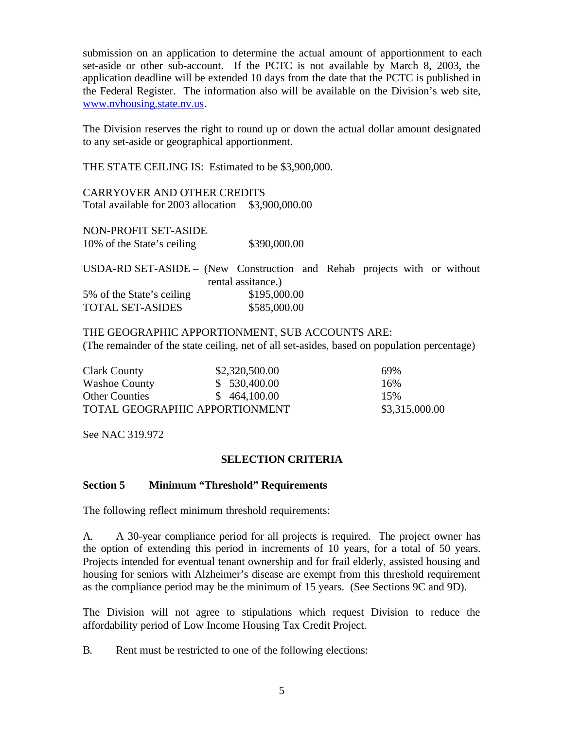submission on an application to determine the actual amount of apportionment to each set-aside or other sub-account. If the PCTC is not available by March 8, 2003, the application deadline will be extended 10 days from the date that the PCTC is published in the Federal Register. The information also will be available on the Division's web site, www.nvhousing.state.nv.us.

The Division reserves the right to round up or down the actual dollar amount designated to any set-aside or geographical apportionment.

THE STATE CEILING IS: Estimated to be $3,900,000.

CARRYOVER AND OTHER CREDITS
Total available for 2003 allocation $3,900,000.00

NON-PROFIT SET-ASIDE
10% of the State's ceiling $390,000.00

USDA-RD SET-ASIDE – (New Construction and Rehab projects with or without rental assitance.)

| | |
|---|---|
| 5% of the State's ceiling | $195,000.00 |
| TOTAL SET-ASIDES | $585,000.00 |

THE GEOGRAPHIC APPORTIONMENT, SUB ACCOUNTS ARE:
(The remainder of the state ceiling, net of all set-asides, based on population percentage)

| | | |
|---|---|---|
| Clark County | $2,320,500.00 | 69% |
| Washoe County | $ 530,400.00 | 16% |
| Other Counties | $ 464,100.00 | 15% |
| TOTAL GEOGRAPHIC APPORTIONMENT | | $3,315,000.00 |

See NAC 319.972

## SELECTION CRITERIA

### Section 5 Minimum "Threshold" Requirements

The following reflect minimum threshold requirements:

A. A 30-year compliance period for all projects is required. The project owner has the option of extending this period in increments of 10 years, for a total of 50 years. Projects intended for eventual tenant ownership and for frail elderly, assisted housing and housing for seniors with Alzheimer's disease are exempt from this threshold requirement as the compliance period may be the minimum of 15 years. (See Sections 9C and 9D).

The Division will not agree to stipulations which request Division to reduce the affordability period of Low Income Housing Tax Credit Project.

B. Rent must be restricted to one of the following elections: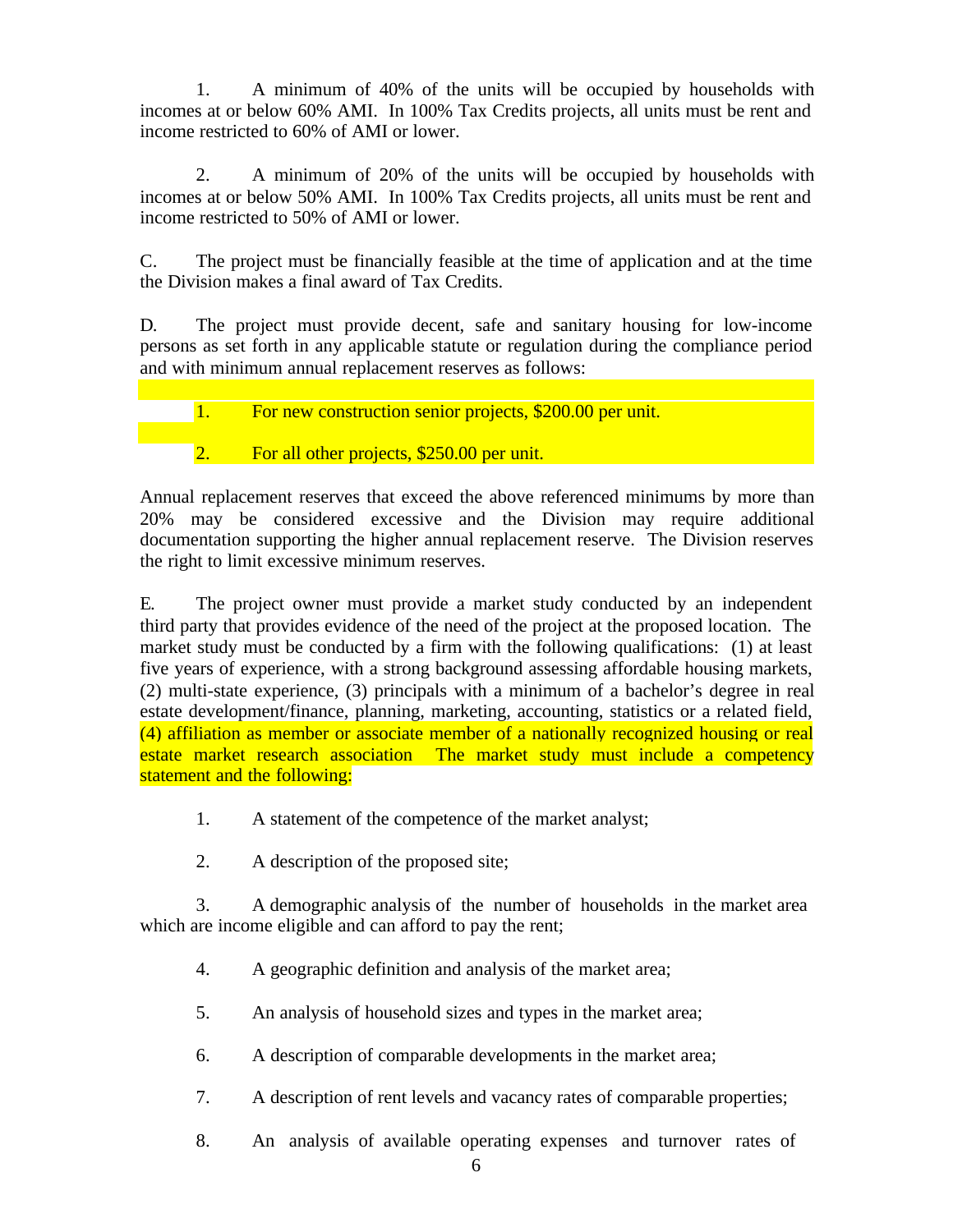1. A minimum of 40% of the units will be occupied by households with incomes at or below 60% AMI. In 100% Tax Credits projects, all units must be rent and income restricted to 60% of AMI or lower.

2. A minimum of 20% of the units will be occupied by households with incomes at or below 50% AMI. In 100% Tax Credits projects, all units must be rent and income restricted to 50% of AMI or lower.

C. The project must be financially feasible at the time of application and at the time the Division makes a final award of Tax Credits.

D. The project must provide decent, safe and sanitary housing for low-income persons as set forth in any applicable statute or regulation during the compliance period and with minimum annual replacement reserves as follows:

1. For new construction senior projects, $200.00 per unit.

2. For all other projects, $250.00 per unit.

Annual replacement reserves that exceed the above referenced minimums by more than 20% may be considered excessive and the Division may require additional documentation supporting the higher annual replacement reserve. The Division reserves the right to limit excessive minimum reserves.

E. The project owner must provide a market study conducted by an independent third party that provides evidence of the need of the project at the proposed location. The market study must be conducted by a firm with the following qualifications: (1) at least five years of experience, with a strong background assessing affordable housing markets, (2) multi-state experience, (3) principals with a minimum of a bachelor's degree in real estate development/finance, planning, marketing, accounting, statistics or a related field, (4) affiliation as member or associate member of a nationally recognized housing or real estate market research association The market study must include a competency statement and the following:

1. A statement of the competence of the market analyst;

2. A description of the proposed site;

3. A demographic analysis of the number of households in the market area which are income eligible and can afford to pay the rent;

4. A geographic definition and analysis of the market area;

5. An analysis of household sizes and types in the market area;

6. A description of comparable developments in the market area;

7. A description of rent levels and vacancy rates of comparable properties;

8. An analysis of available operating expenses and turnover rates of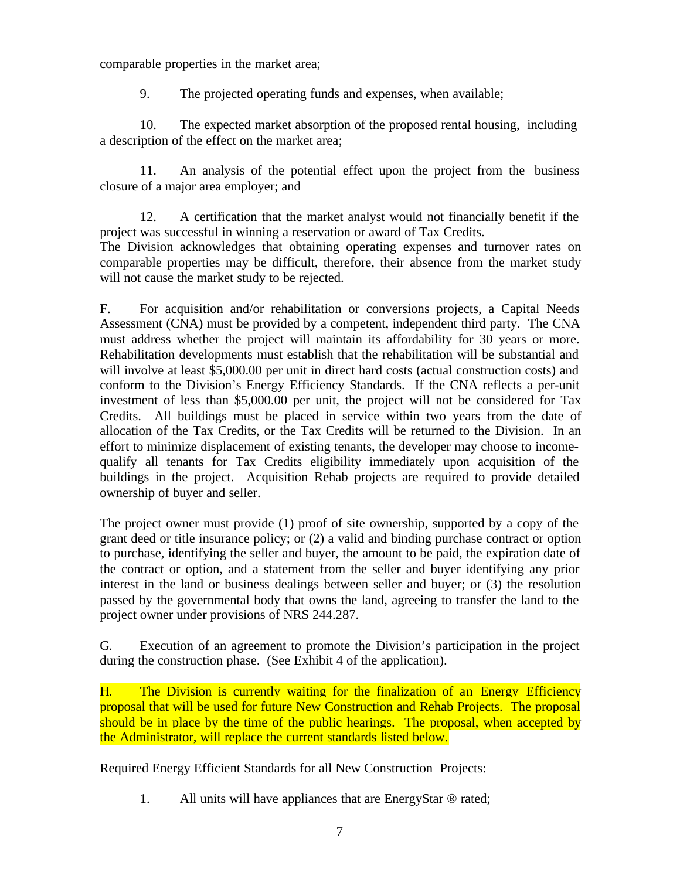comparable properties in the market area;

9. The projected operating funds and expenses, when available;

10. The expected market absorption of the proposed rental housing, including a description of the effect on the market area;

11. An analysis of the potential effect upon the project from the business closure of a major area employer; and

12. A certification that the market analyst would not financially benefit if the project was successful in winning a reservation or award of Tax Credits.

The Division acknowledges that obtaining operating expenses and turnover rates on comparable properties may be difficult, therefore, their absence from the market study will not cause the market study to be rejected.

F. For acquisition and/or rehabilitation or conversions projects, a Capital Needs Assessment (CNA) must be provided by a competent, independent third party. The CNA must address whether the project will maintain its affordability for 30 years or more. Rehabilitation developments must establish that the rehabilitation will be substantial and will involve at least $5,000.00 per unit in direct hard costs (actual construction costs) and conform to the Division's Energy Efficiency Standards. If the CNA reflects a per-unit investment of less than $5,000.00 per unit, the project will not be considered for Tax Credits. All buildings must be placed in service within two years from the date of allocation of the Tax Credits, or the Tax Credits will be returned to the Division. In an effort to minimize displacement of existing tenants, the developer may choose to income-qualify all tenants for Tax Credits eligibility immediately upon acquisition of the buildings in the project. Acquisition Rehab projects are required to provide detailed ownership of buyer and seller.

The project owner must provide (1) proof of site ownership, supported by a copy of the grant deed or title insurance policy; or (2) a valid and binding purchase contract or option to purchase, identifying the seller and buyer, the amount to be paid, the expiration date of the contract or option, and a statement from the seller and buyer identifying any prior interest in the land or business dealings between seller and buyer; or (3) the resolution passed by the governmental body that owns the land, agreeing to transfer the land to the project owner under provisions of NRS 244.287.

G. Execution of an agreement to promote the Division's participation in the project during the construction phase. (See Exhibit 4 of the application).

H. The Division is currently waiting for the finalization of an Energy Efficiency proposal that will be used for future New Construction and Rehab Projects. The proposal should be in place by the time of the public hearings. The proposal, when accepted by the Administrator, will replace the current standards listed below.

Required Energy Efficient Standards for all New Construction Projects:

1. All units will have appliances that are EnergyStar ® rated;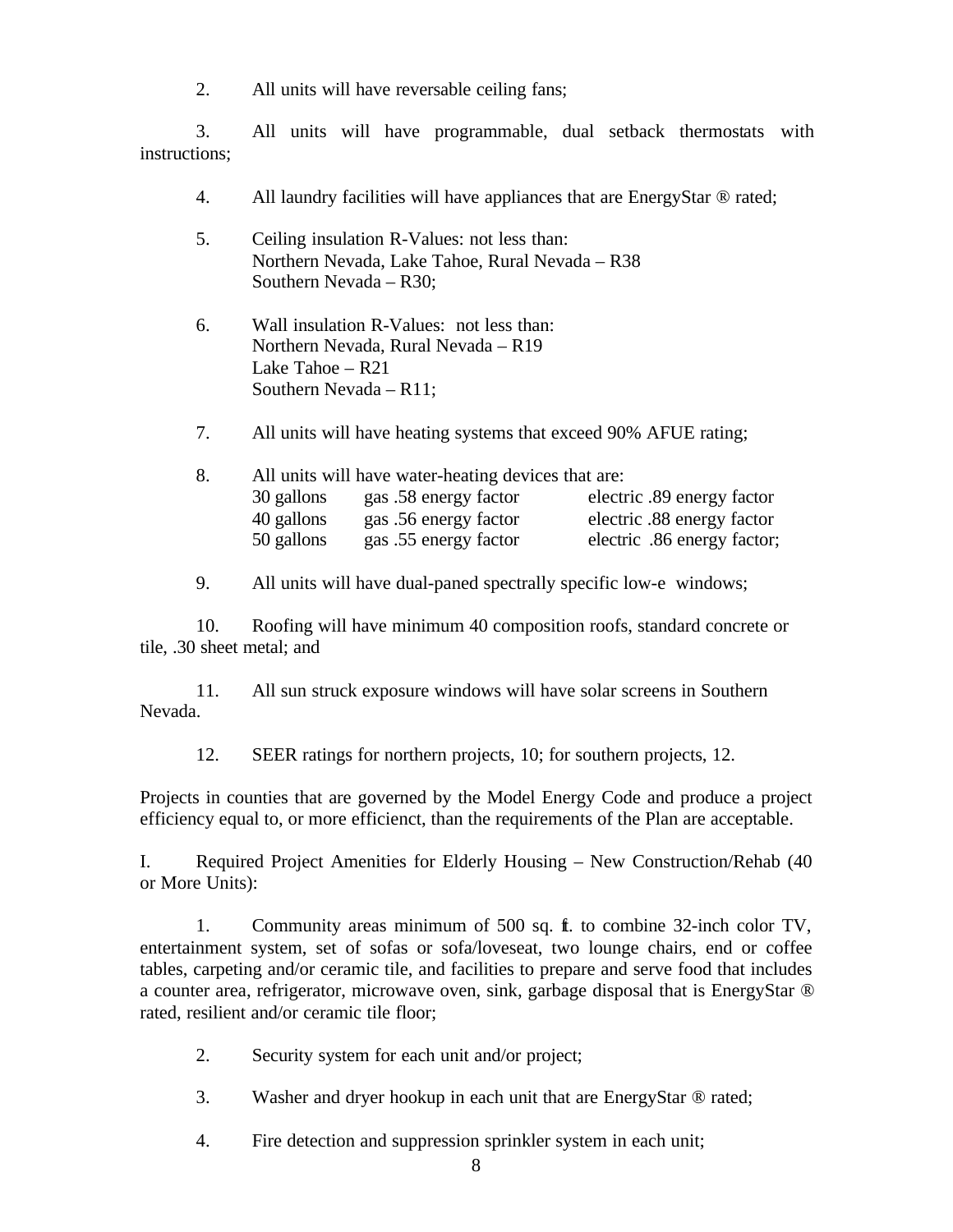2. All units will have reversable ceiling fans;

3. All units will have programmable, dual setback thermostats with instructions;

4. All laundry facilities will have appliances that are EnergyStar ® rated;

5. Ceiling insulation R-Values: not less than:
   Northern Nevada, Lake Tahoe, Rural Nevada – R38
   Southern Nevada – R30;

6. Wall insulation R-Values: not less than:
   Northern Nevada, Rural Nevada – R19
   Lake Tahoe – R21
   Southern Nevada – R11;

7. All units will have heating systems that exceed 90% AFUE rating;

8. All units will have water-heating devices that are:

| | | |
|---|---|---|
| 30 gallons | gas .58 energy factor | electric .89 energy factor |
| 40 gallons | gas .56 energy factor | electric .88 energy factor |
| 50 gallons | gas .55 energy factor | electric .86 energy factor; |

9. All units will have dual-paned spectrally specific low-e windows;

10. Roofing will have minimum 40 composition roofs, standard concrete or tile, .30 sheet metal; and

11. All sun struck exposure windows will have solar screens in Southern Nevada.

12. SEER ratings for northern projects, 10; for southern projects, 12.

Projects in counties that are governed by the Model Energy Code and produce a project efficiency equal to, or more efficienct, than the requirements of the Plan are acceptable.

I. Required Project Amenities for Elderly Housing – New Construction/Rehab (40 or More Units):

1. Community areas minimum of 500 sq. ft. to combine 32-inch color TV, entertainment system, set of sofas or sofa/loveseat, two lounge chairs, end or coffee tables, carpeting and/or ceramic tile, and facilities to prepare and serve food that includes a counter area, refrigerator, microwave oven, sink, garbage disposal that is EnergyStar ® rated, resilient and/or ceramic tile floor;

2. Security system for each unit and/or project;

3. Washer and dryer hookup in each unit that are EnergyStar ® rated;

4. Fire detection and suppression sprinkler system in each unit;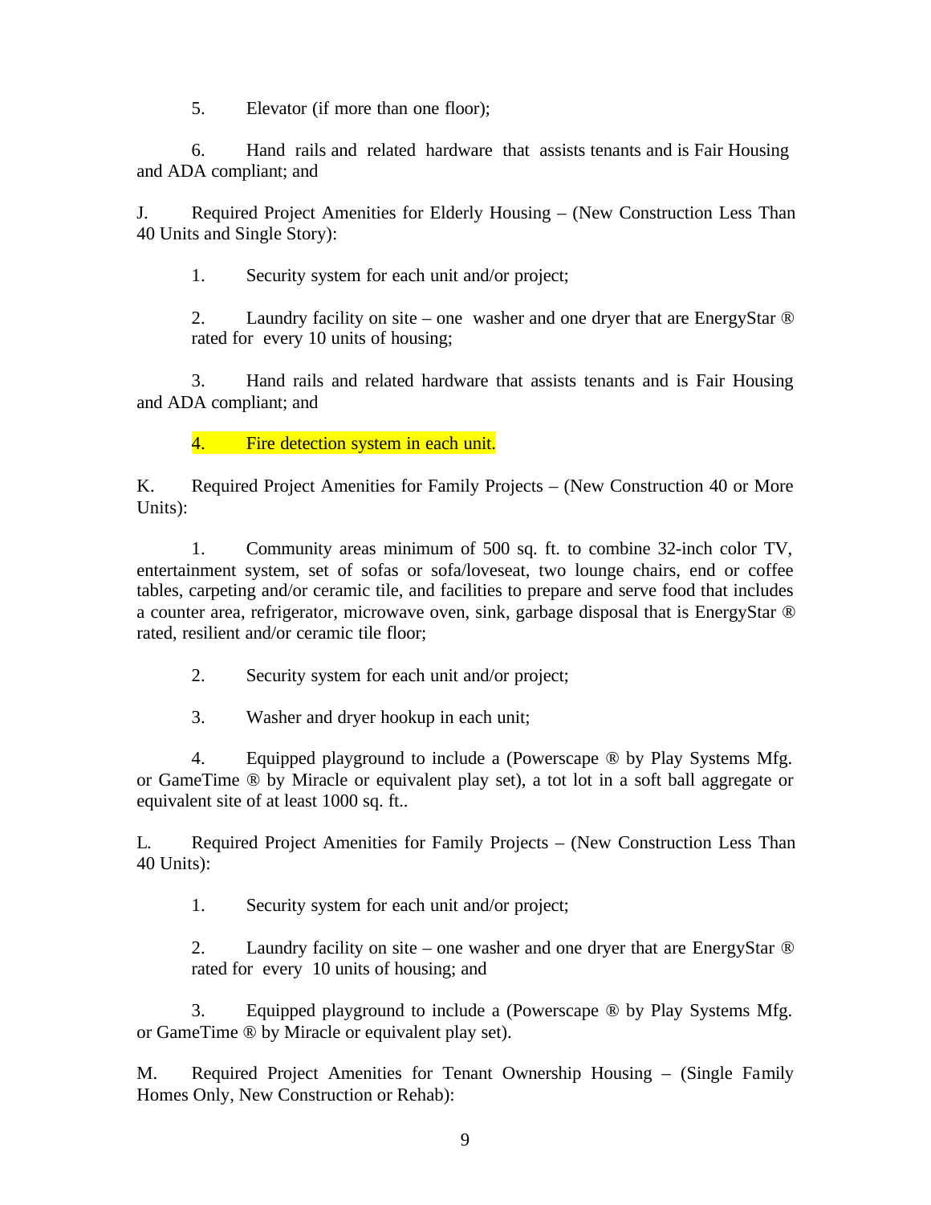5. Elevator (if more than one floor);

6. Hand rails and related hardware that assists tenants and is Fair Housing and ADA compliant; and

J. Required Project Amenities for Elderly Housing – (New Construction Less Than 40 Units and Single Story):

1. Security system for each unit and/or project;

2. Laundry facility on site – one washer and one dryer that are EnergyStar ® rated for every 10 units of housing;

3. Hand rails and related hardware that assists tenants and is Fair Housing and ADA compliant; and

4. Fire detection system in each unit.

K. Required Project Amenities for Family Projects – (New Construction 40 or More Units):

1. Community areas minimum of 500 sq. ft. to combine 32-inch color TV, entertainment system, set of sofas or sofa/loveseat, two lounge chairs, end or coffee tables, carpeting and/or ceramic tile, and facilities to prepare and serve food that includes a counter area, refrigerator, microwave oven, sink, garbage disposal that is EnergyStar ® rated, resilient and/or ceramic tile floor;

2. Security system for each unit and/or project;

3. Washer and dryer hookup in each unit;

4. Equipped playground to include a (Powerscape ® by Play Systems Mfg. or GameTime ® by Miracle or equivalent play set), a tot lot in a soft ball aggregate or equivalent site of at least 1000 sq. ft..

L. Required Project Amenities for Family Projects – (New Construction Less Than 40 Units):

1. Security system for each unit and/or project;

2. Laundry facility on site – one washer and one dryer that are EnergyStar ® rated for every 10 units of housing; and

3. Equipped playground to include a (Powerscape ® by Play Systems Mfg. or GameTime ® by Miracle or equivalent play set).

M. Required Project Amenities for Tenant Ownership Housing – (Single Family Homes Only, New Construction or Rehab):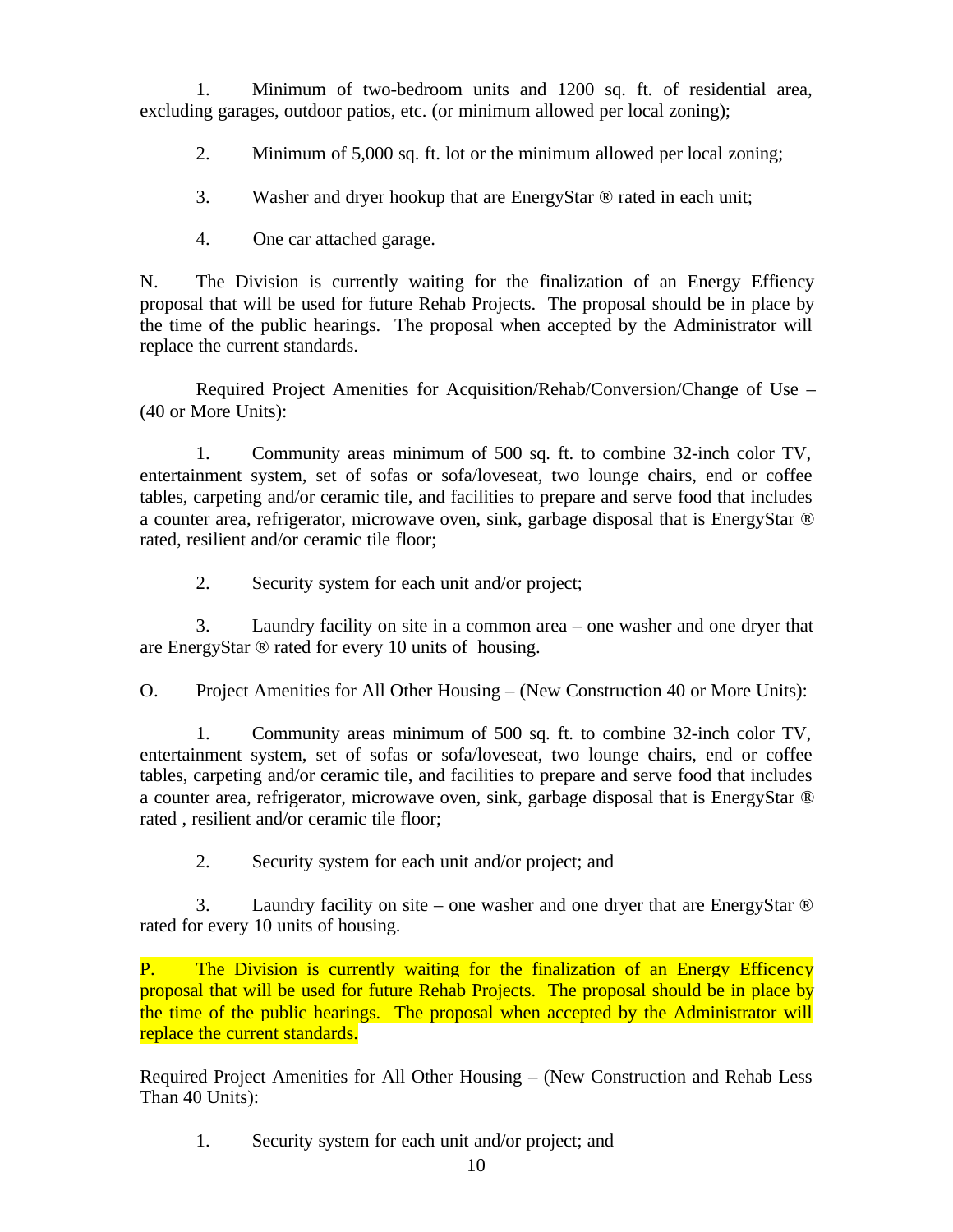1. Minimum of two-bedroom units and 1200 sq. ft. of residential area, excluding garages, outdoor patios, etc. (or minimum allowed per local zoning);

2. Minimum of 5,000 sq. ft. lot or the minimum allowed per local zoning;

3. Washer and dryer hookup that are EnergyStar ® rated in each unit;

4. One car attached garage.

N. The Division is currently waiting for the finalization of an Energy Effiency proposal that will be used for future Rehab Projects. The proposal should be in place by the time of the public hearings. The proposal when accepted by the Administrator will replace the current standards.

Required Project Amenities for Acquisition/Rehab/Conversion/Change of Use – (40 or More Units):

1. Community areas minimum of 500 sq. ft. to combine 32-inch color TV, entertainment system, set of sofas or sofa/loveseat, two lounge chairs, end or coffee tables, carpeting and/or ceramic tile, and facilities to prepare and serve food that includes a counter area, refrigerator, microwave oven, sink, garbage disposal that is EnergyStar ® rated, resilient and/or ceramic tile floor;

2. Security system for each unit and/or project;

3. Laundry facility on site in a common area – one washer and one dryer that are EnergyStar ® rated for every 10 units of housing.

O. Project Amenities for All Other Housing – (New Construction 40 or More Units):

1. Community areas minimum of 500 sq. ft. to combine 32-inch color TV, entertainment system, set of sofas or sofa/loveseat, two lounge chairs, end or coffee tables, carpeting and/or ceramic tile, and facilities to prepare and serve food that includes a counter area, refrigerator, microwave oven, sink, garbage disposal that is EnergyStar ® rated , resilient and/or ceramic tile floor;

2. Security system for each unit and/or project; and

3. Laundry facility on site – one washer and one dryer that are EnergyStar ® rated for every 10 units of housing.

P. The Division is currently waiting for the finalization of an Energy Effiency proposal that will be used for future Rehab Projects. The proposal should be in place by the time of the public hearings. The proposal when accepted by the Administrator will replace the current standards.

Required Project Amenities for All Other Housing – (New Construction and Rehab Less Than 40 Units):

1. Security system for each unit and/or project; and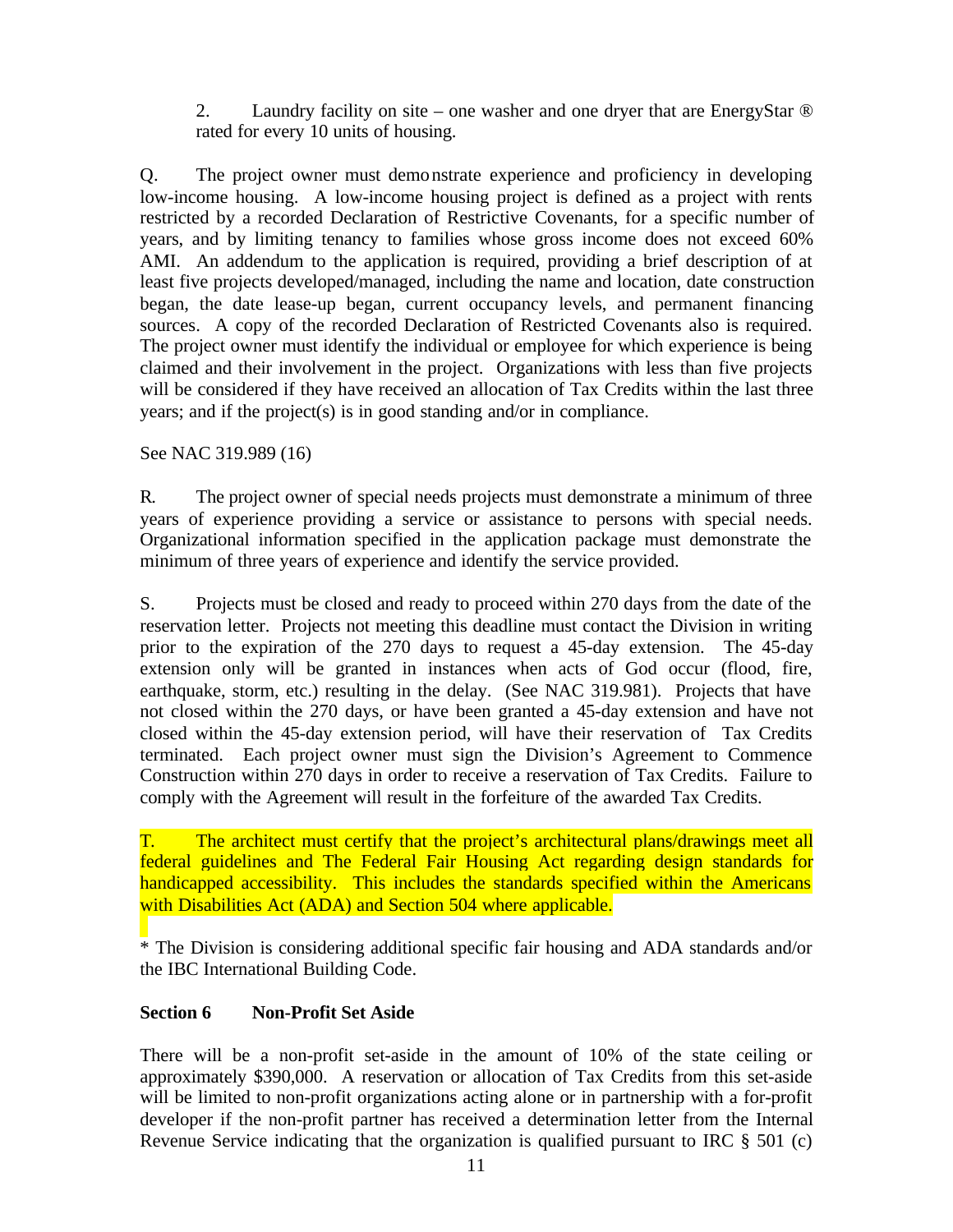2. Laundry facility on site – one washer and one dryer that are EnergyStar ® rated for every 10 units of housing.

Q. The project owner must demonstrate experience and proficiency in developing low-income housing. A low-income housing project is defined as a project with rents restricted by a recorded Declaration of Restrictive Covenants, for a specific number of years, and by limiting tenancy to families whose gross income does not exceed 60% AMI. An addendum to the application is required, providing a brief description of at least five projects developed/managed, including the name and location, date construction began, the date lease-up began, current occupancy levels, and permanent financing sources. A copy of the recorded Declaration of Restricted Covenants also is required. The project owner must identify the individual or employee for which experience is being claimed and their involvement in the project. Organizations with less than five projects will be considered if they have received an allocation of Tax Credits within the last three years; and if the project(s) is in good standing and/or in compliance.

See NAC 319.989 (16)

R. The project owner of special needs projects must demonstrate a minimum of three years of experience providing a service or assistance to persons with special needs. Organizational information specified in the application package must demonstrate the minimum of three years of experience and identify the service provided.

S. Projects must be closed and ready to proceed within 270 days from the date of the reservation letter. Projects not meeting this deadline must contact the Division in writing prior to the expiration of the 270 days to request a 45-day extension. The 45-day extension only will be granted in instances when acts of God occur (flood, fire, earthquake, storm, etc.) resulting in the delay. (See NAC 319.981). Projects that have not closed within the 270 days, or have been granted a 45-day extension and have not closed within the 45-day extension period, will have their reservation of Tax Credits terminated. Each project owner must sign the Division's Agreement to Commence Construction within 270 days in order to receive a reservation of Tax Credits. Failure to comply with the Agreement will result in the forfeiture of the awarded Tax Credits.

T. The architect must certify that the project's architectural plans/drawings meet all federal guidelines and The Federal Fair Housing Act regarding design standards for handicapped accessibility. This includes the standards specified within the Americans with Disabilities Act (ADA) and Section 504 where applicable.

* The Division is considering additional specific fair housing and ADA standards and/or the IBC International Building Code.

**Section 6 Non-Profit Set Aside**

There will be a non-profit set-aside in the amount of 10% of the state ceiling or approximately $390,000. A reservation or allocation of Tax Credits from this set-aside will be limited to non-profit organizations acting alone or in partnership with a for-profit developer if the non-profit partner has received a determination letter from the Internal Revenue Service indicating that the organization is qualified pursuant to IRC § 501 (c)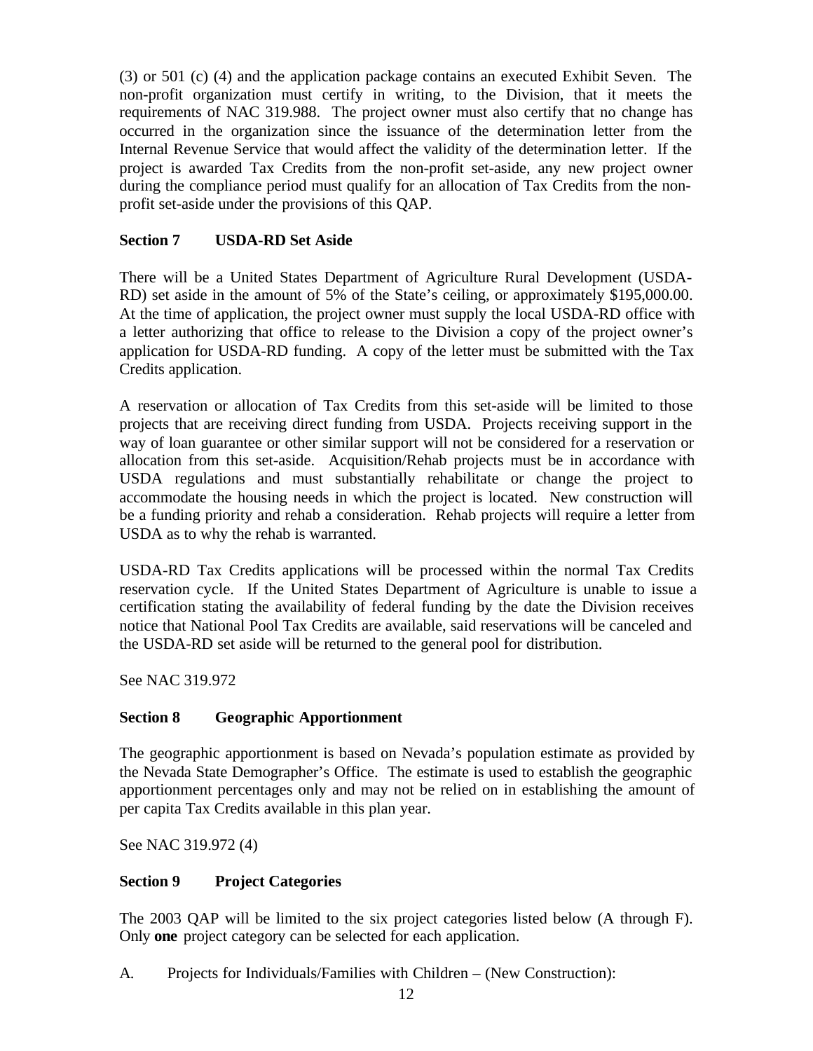(3) or 501 (c) (4) and the application package contains an executed Exhibit Seven. The non-profit organization must certify in writing, to the Division, that it meets the requirements of NAC 319.988. The project owner must also certify that no change has occurred in the organization since the issuance of the determination letter from the Internal Revenue Service that would affect the validity of the determination letter. If the project is awarded Tax Credits from the non-profit set-aside, any new project owner during the compliance period must qualify for an allocation of Tax Credits from the non-profit set-aside under the provisions of this QAP.

### Section 7 USDA-RD Set Aside

There will be a United States Department of Agriculture Rural Development (USDA-RD) set aside in the amount of 5% of the State's ceiling, or approximately $195,000.00. At the time of application, the project owner must supply the local USDA-RD office with a letter authorizing that office to release to the Division a copy of the project owner's application for USDA-RD funding. A copy of the letter must be submitted with the Tax Credits application.

A reservation or allocation of Tax Credits from this set-aside will be limited to those projects that are receiving direct funding from USDA. Projects receiving support in the way of loan guarantee or other similar support will not be considered for a reservation or allocation from this set-aside. Acquisition/Rehab projects must be in accordance with USDA regulations and must substantially rehabilitate or change the project to accommodate the housing needs in which the project is located. New construction will be a funding priority and rehab a consideration. Rehab projects will require a letter from USDA as to why the rehab is warranted.

USDA-RD Tax Credits applications will be processed within the normal Tax Credits reservation cycle. If the United States Department of Agriculture is unable to issue a certification stating the availability of federal funding by the date the Division receives notice that National Pool Tax Credits are available, said reservations will be canceled and the USDA-RD set aside will be returned to the general pool for distribution.

See NAC 319.972

### Section 8 Geographic Apportionment

The geographic apportionment is based on Nevada's population estimate as provided by the Nevada State Demographer's Office. The estimate is used to establish the geographic apportionment percentages only and may not be relied on in establishing the amount of per capita Tax Credits available in this plan year.

See NAC 319.972 (4)

### Section 9 Project Categories

The 2003 QAP will be limited to the six project categories listed below (A through F). Only **one** project category can be selected for each application.

A. Projects for Individuals/Families with Children – (New Construction):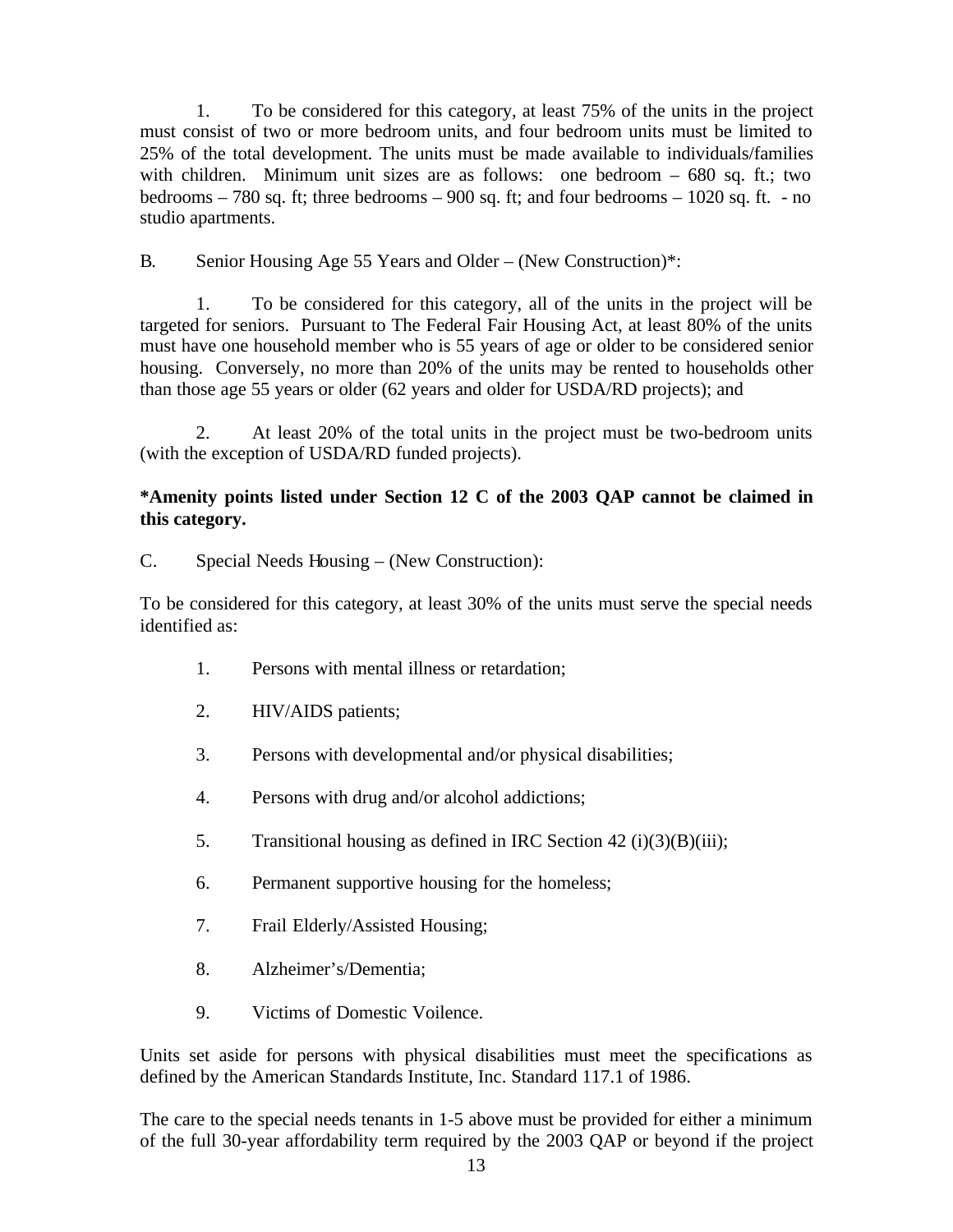1. To be considered for this category, at least 75% of the units in the project must consist of two or more bedroom units, and four bedroom units must be limited to 25% of the total development. The units must be made available to individuals/families with children. Minimum unit sizes are as follows: one bedroom – 680 sq. ft.; two bedrooms – 780 sq. ft; three bedrooms – 900 sq. ft; and four bedrooms – 1020 sq. ft. - no studio apartments.

B. Senior Housing Age 55 Years and Older – (New Construction)*:

1. To be considered for this category, all of the units in the project will be targeted for seniors. Pursuant to The Federal Fair Housing Act, at least 80% of the units must have one household member who is 55 years of age or older to be considered senior housing. Conversely, no more than 20% of the units may be rented to households other than those age 55 years or older (62 years and older for USDA/RD projects); and

2. At least 20% of the total units in the project must be two-bedroom units (with the exception of USDA/RD funded projects).

**\*Amenity points listed under Section 12 C of the 2003 QAP cannot be claimed in this category.**

C. Special Needs Housing – (New Construction):

To be considered for this category, at least 30% of the units must serve the special needs identified as:

1. Persons with mental illness or retardation;
2. HIV/AIDS patients;
3. Persons with developmental and/or physical disabilities;
4. Persons with drug and/or alcohol addictions;
5. Transitional housing as defined in IRC Section 42 (i)(3)(B)(iii);
6. Permanent supportive housing for the homeless;
7. Frail Elderly/Assisted Housing;
8. Alzheimer's/Dementia;
9. Victims of Domestic Voilence.

Units set aside for persons with physical disabilities must meet the specifications as defined by the American Standards Institute, Inc. Standard 117.1 of 1986.

The care to the special needs tenants in 1-5 above must be provided for either a minimum of the full 30-year affordability term required by the 2003 QAP or beyond if the project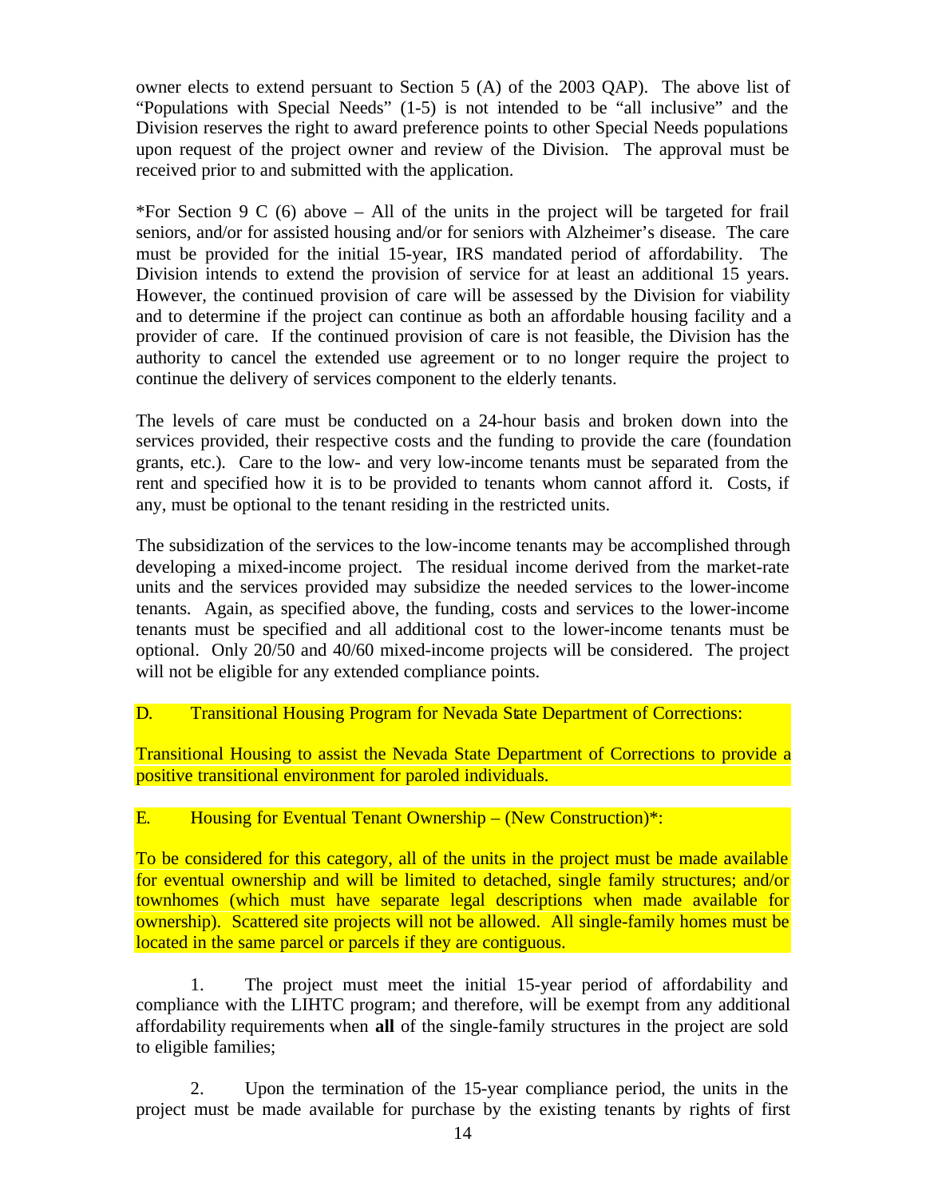owner elects to extend persuant to Section 5 (A) of the 2003 QAP). The above list of "Populations with Special Needs" (1-5) is not intended to be "all inclusive" and the Division reserves the right to award preference points to other Special Needs populations upon request of the project owner and review of the Division. The approval must be received prior to and submitted with the application.

*For Section 9 C (6) above – All of the units in the project will be targeted for frail seniors, and/or for assisted housing and/or for seniors with Alzheimer's disease. The care must be provided for the initial 15-year, IRS mandated period of affordability. The Division intends to extend the provision of service for at least an additional 15 years. However, the continued provision of care will be assessed by the Division for viability and to determine if the project can continue as both an affordable housing facility and a provider of care. If the continued provision of care is not feasible, the Division has the authority to cancel the extended use agreement or to no longer require the project to continue the delivery of services component to the elderly tenants.

The levels of care must be conducted on a 24-hour basis and broken down into the services provided, their respective costs and the funding to provide the care (foundation grants, etc.). Care to the low- and very low-income tenants must be separated from the rent and specified how it is to be provided to tenants whom cannot afford it. Costs, if any, must be optional to the tenant residing in the restricted units.

The subsidization of the services to the low-income tenants may be accomplished through developing a mixed-income project. The residual income derived from the market-rate units and the services provided may subsidize the needed services to the lower-income tenants. Again, as specified above, the funding, costs and services to the lower-income tenants must be specified and all additional cost to the lower-income tenants must be optional. Only 20/50 and 40/60 mixed-income projects will be considered. The project will not be eligible for any extended compliance points.

D. Transitional Housing Program for Nevada State Department of Corrections:

Transitional Housing to assist the Nevada State Department of Corrections to provide a positive transitional environment for paroled individuals.

E. Housing for Eventual Tenant Ownership – (New Construction)*:

To be considered for this category, all of the units in the project must be made available for eventual ownership and will be limited to detached, single family structures; and/or townhomes (which must have separate legal descriptions when made available for ownership). Scattered site projects will not be allowed. All single-family homes must be located in the same parcel or parcels if they are contiguous.

1. The project must meet the initial 15-year period of affordability and compliance with the LIHTC program; and therefore, will be exempt from any additional affordability requirements when **all** of the single-family structures in the project are sold to eligible families;

2. Upon the termination of the 15-year compliance period, the units in the project must be made available for purchase by the existing tenants by rights of first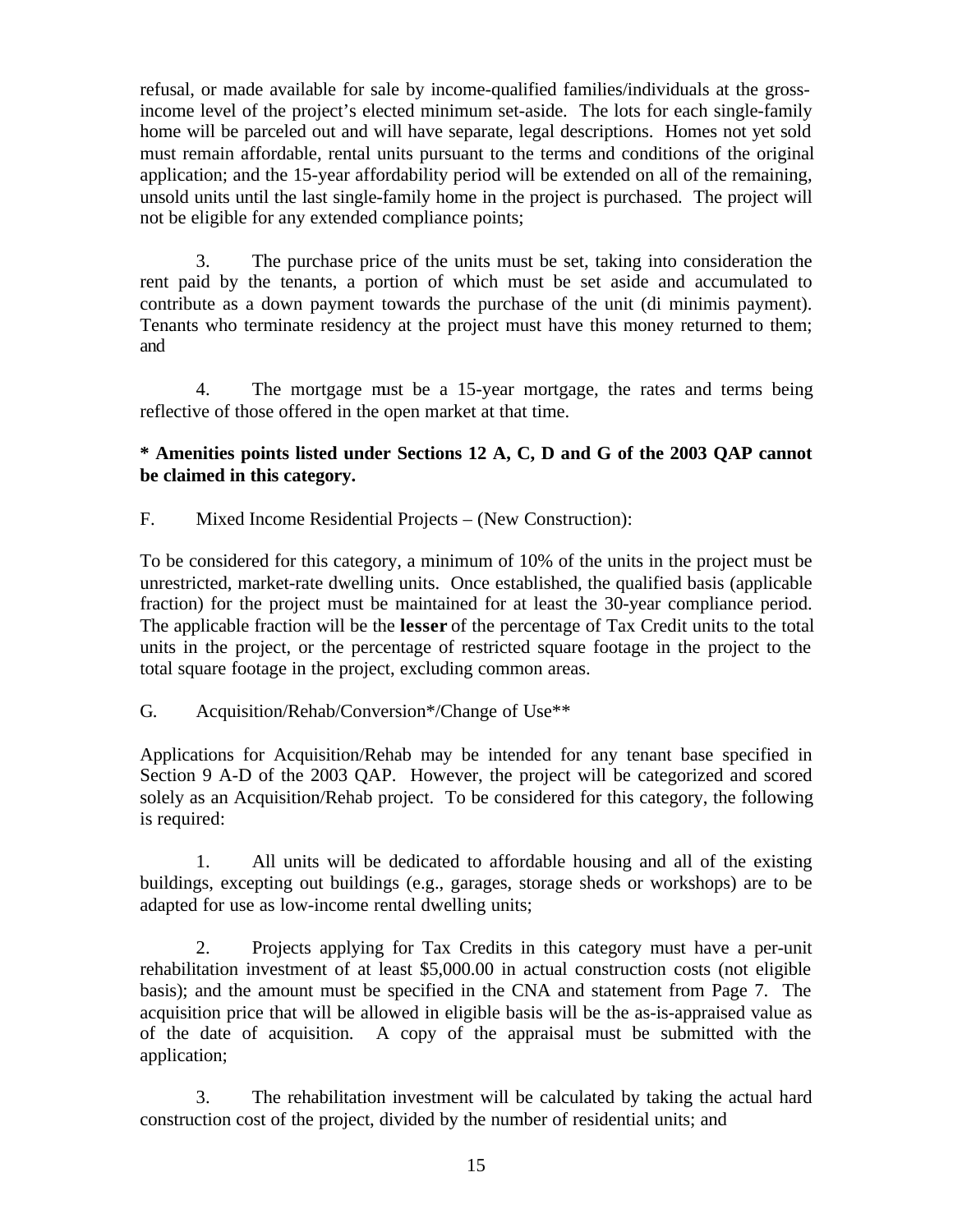refusal, or made available for sale by income-qualified families/individuals at the gross-income level of the project's elected minimum set-aside. The lots for each single-family home will be parceled out and will have separate, legal descriptions. Homes not yet sold must remain affordable, rental units pursuant to the terms and conditions of the original application; and the 15-year affordability period will be extended on all of the remaining, unsold units until the last single-family home in the project is purchased. The project will not be eligible for any extended compliance points;

3. The purchase price of the units must be set, taking into consideration the rent paid by the tenants, a portion of which must be set aside and accumulated to contribute as a down payment towards the purchase of the unit (di minimis payment). Tenants who terminate residency at the project must have this money returned to them; and

4. The mortgage must be a 15-year mortgage, the rates and terms being reflective of those offered in the open market at that time.

**\* Amenities points listed under Sections 12 A, C, D and G of the 2003 QAP cannot be claimed in this category.**

F. Mixed Income Residential Projects – (New Construction):

To be considered for this category, a minimum of 10% of the units in the project must be unrestricted, market-rate dwelling units. Once established, the qualified basis (applicable fraction) for the project must be maintained for at least the 30-year compliance period. The applicable fraction will be the **lesser** of the percentage of Tax Credit units to the total units in the project, or the percentage of restricted square footage in the project to the total square footage in the project, excluding common areas.

G. Acquisition/Rehab/Conversion*/Change of Use**

Applications for Acquisition/Rehab may be intended for any tenant base specified in Section 9 A-D of the 2003 QAP. However, the project will be categorized and scored solely as an Acquisition/Rehab project. To be considered for this category, the following is required:

1. All units will be dedicated to affordable housing and all of the existing buildings, excepting out buildings (e.g., garages, storage sheds or workshops) are to be adapted for use as low-income rental dwelling units;

2. Projects applying for Tax Credits in this category must have a per-unit rehabilitation investment of at least $5,000.00 in actual construction costs (not eligible basis); and the amount must be specified in the CNA and statement from Page 7. The acquisition price that will be allowed in eligible basis will be the as-is-appraised value as of the date of acquisition. A copy of the appraisal must be submitted with the application;

3. The rehabilitation investment will be calculated by taking the actual hard construction cost of the project, divided by the number of residential units; and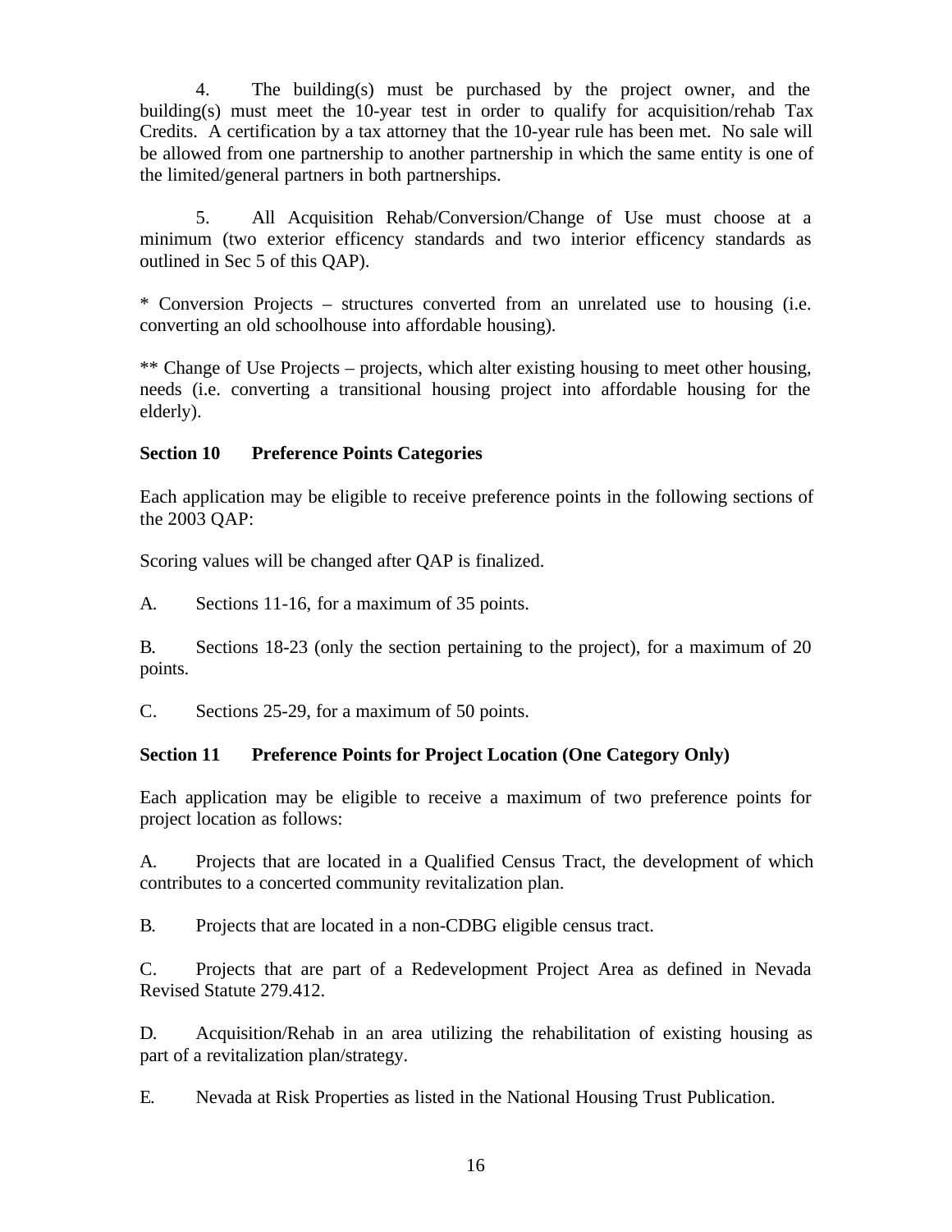4. The building(s) must be purchased by the project owner, and the building(s) must meet the 10-year test in order to qualify for acquisition/rehab Tax Credits. A certification by a tax attorney that the 10-year rule has been met. No sale will be allowed from one partnership to another partnership in which the same entity is one of the limited/general partners in both partnerships.

5. All Acquisition Rehab/Conversion/Change of Use must choose at a minimum (two exterior efficency standards and two interior efficency standards as outlined in Sec 5 of this QAP).

* Conversion Projects – structures converted from an unrelated use to housing (i.e. converting an old schoolhouse into affordable housing).

** Change of Use Projects – projects, which alter existing housing to meet other housing, needs (i.e. converting a transitional housing project into affordable housing for the elderly).

## Section 10 Preference Points Categories

Each application may be eligible to receive preference points in the following sections of the 2003 QAP:

Scoring values will be changed after QAP is finalized.

A. Sections 11-16, for a maximum of 35 points.

B. Sections 18-23 (only the section pertaining to the project), for a maximum of 20 points.

C. Sections 25-29, for a maximum of 50 points.

## Section 11 Preference Points for Project Location (One Category Only)

Each application may be eligible to receive a maximum of two preference points for project location as follows:

A. Projects that are located in a Qualified Census Tract, the development of which contributes to a concerted community revitalization plan.

B. Projects that are located in a non-CDBG eligible census tract.

C. Projects that are part of a Redevelopment Project Area as defined in Nevada Revised Statute 279.412.

D. Acquisition/Rehab in an area utilizing the rehabilitation of existing housing as part of a revitalization plan/strategy.

E. Nevada at Risk Properties as listed in the National Housing Trust Publication.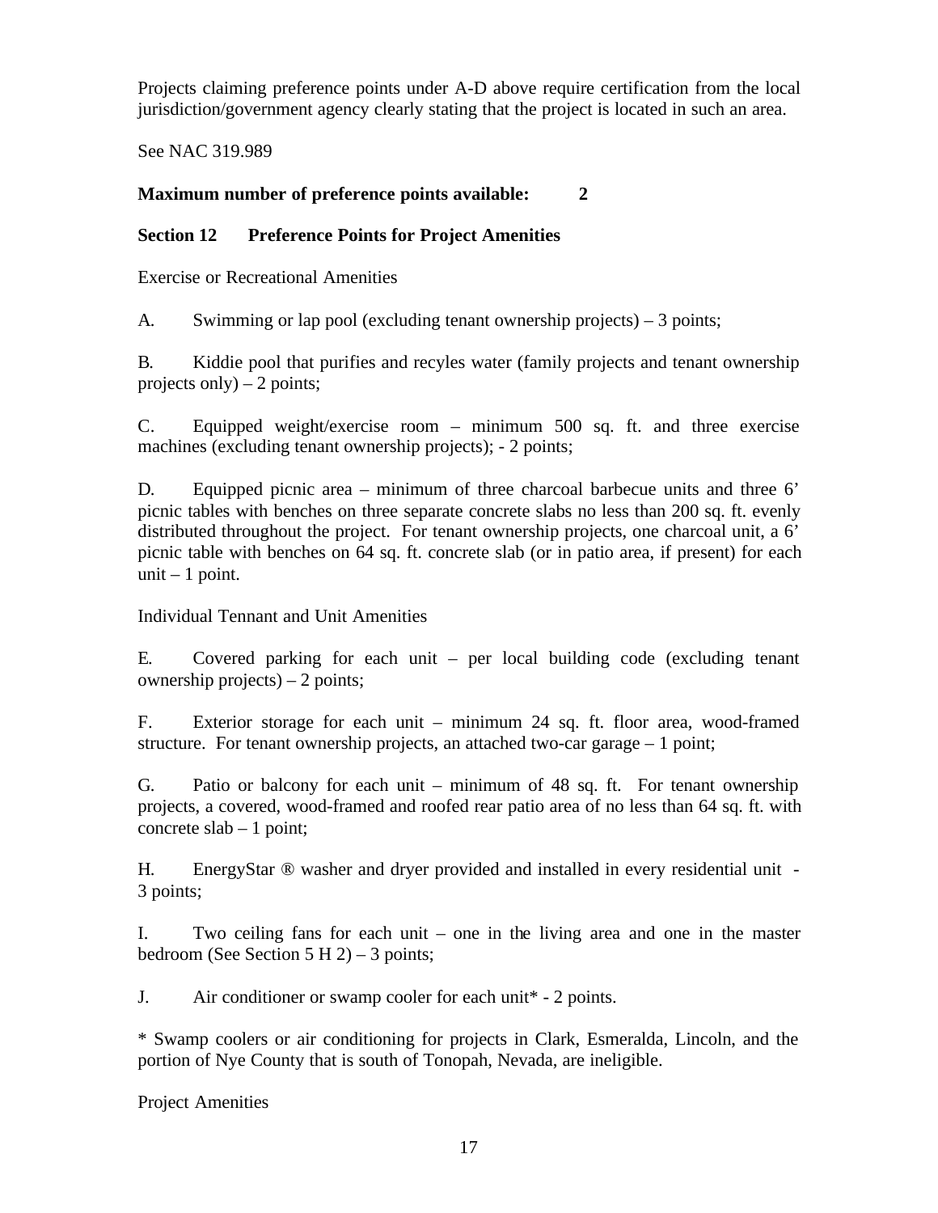Projects claiming preference points under A-D above require certification from the local jurisdiction/government agency clearly stating that the project is located in such an area.

See NAC 319.989

**Maximum number of preference points available: 2**

## Section 12 Preference Points for Project Amenities

Exercise or Recreational Amenities

A. Swimming or lap pool (excluding tenant ownership projects) – 3 points;

B. Kiddie pool that purifies and recyles water (family projects and tenant ownership projects only) – 2 points;

C. Equipped weight/exercise room – minimum 500 sq. ft. and three exercise machines (excluding tenant ownership projects); - 2 points;

D. Equipped picnic area – minimum of three charcoal barbecue units and three 6' picnic tables with benches on three separate concrete slabs no less than 200 sq. ft. evenly distributed throughout the project. For tenant ownership projects, one charcoal unit, a 6' picnic table with benches on 64 sq. ft. concrete slab (or in patio area, if present) for each unit – 1 point.

Individual Tennant and Unit Amenities

E. Covered parking for each unit – per local building code (excluding tenant ownership projects) – 2 points;

F. Exterior storage for each unit – minimum 24 sq. ft. floor area, wood-framed structure. For tenant ownership projects, an attached two-car garage – 1 point;

G. Patio or balcony for each unit – minimum of 48 sq. ft. For tenant ownership projects, a covered, wood-framed and roofed rear patio area of no less than 64 sq. ft. with concrete slab – 1 point;

H. EnergyStar ® washer and dryer provided and installed in every residential unit - 3 points;

I. Two ceiling fans for each unit – one in the living area and one in the master bedroom (See Section 5 H 2) – 3 points;

J. Air conditioner or swamp cooler for each unit* - 2 points.

* Swamp coolers or air conditioning for projects in Clark, Esmeralda, Lincoln, and the portion of Nye County that is south of Tonopah, Nevada, are ineligible.

Project Amenities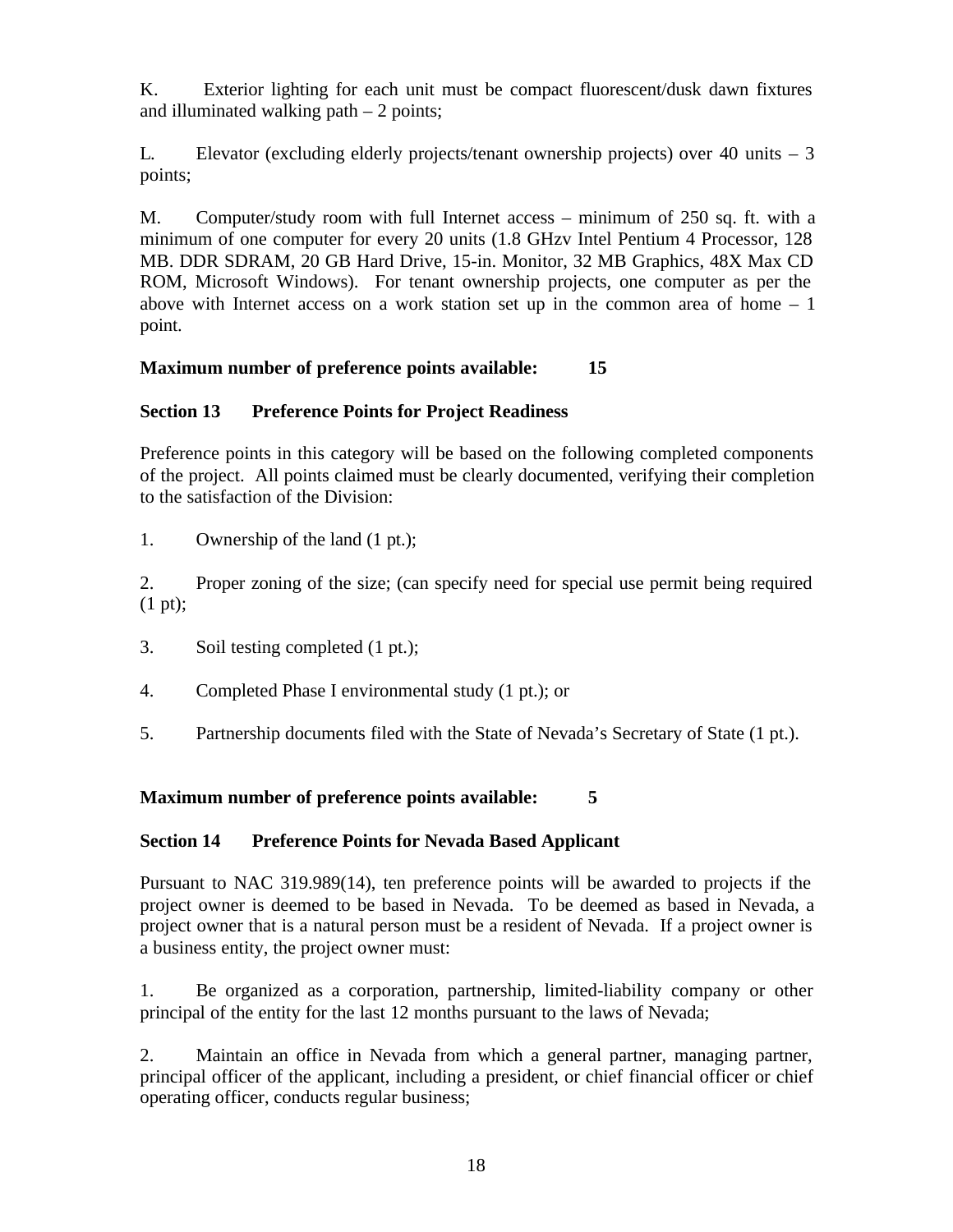K. Exterior lighting for each unit must be compact fluorescent/dusk dawn fixtures and illuminated walking path – 2 points;

L. Elevator (excluding elderly projects/tenant ownership projects) over 40 units – 3 points;

M. Computer/study room with full Internet access – minimum of 250 sq. ft. with a minimum of one computer for every 20 units (1.8 GHzv Intel Pentium 4 Processor, 128 MB. DDR SDRAM, 20 GB Hard Drive, 15-in. Monitor, 32 MB Graphics, 48X Max CD ROM, Microsoft Windows). For tenant ownership projects, one computer as per the above with Internet access on a work station set up in the common area of home – 1 point.

**Maximum number of preference points available: 15**

**Section 13 Preference Points for Project Readiness**

Preference points in this category will be based on the following completed components of the project. All points claimed must be clearly documented, verifying their completion to the satisfaction of the Division:

1. Ownership of the land (1 pt.);

2. Proper zoning of the size; (can specify need for special use permit being required (1 pt);

3. Soil testing completed (1 pt.);

4. Completed Phase I environmental study (1 pt.); or

5. Partnership documents filed with the State of Nevada's Secretary of State (1 pt.).

**Maximum number of preference points available: 5**

**Section 14 Preference Points for Nevada Based Applicant**

Pursuant to NAC 319.989(14), ten preference points will be awarded to projects if the project owner is deemed to be based in Nevada. To be deemed as based in Nevada, a project owner that is a natural person must be a resident of Nevada. If a project owner is a business entity, the project owner must:

1. Be organized as a corporation, partnership, limited-liability company or other principal of the entity for the last 12 months pursuant to the laws of Nevada;

2. Maintain an office in Nevada from which a general partner, managing partner, principal officer of the applicant, including a president, or chief financial officer or chief operating officer, conducts regular business;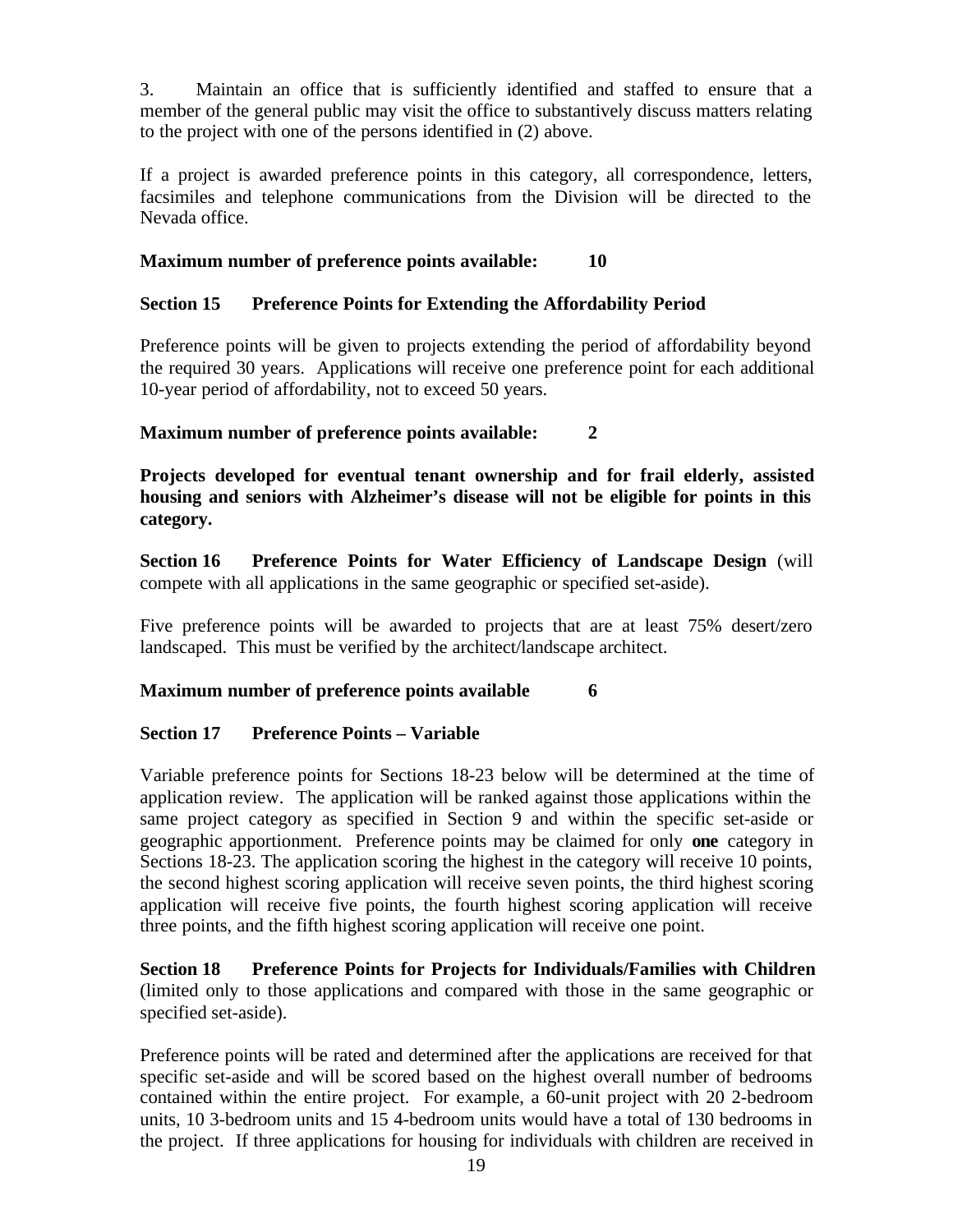3. Maintain an office that is sufficiently identified and staffed to ensure that a member of the general public may visit the office to substantively discuss matters relating to the project with one of the persons identified in (2) above.

If a project is awarded preference points in this category, all correspondence, letters, facsimiles and telephone communications from the Division will be directed to the Nevada office.

**Maximum number of preference points available: 10**

**Section 15 Preference Points for Extending the Affordability Period**

Preference points will be given to projects extending the period of affordability beyond the required 30 years. Applications will receive one preference point for each additional 10-year period of affordability, not to exceed 50 years.

**Maximum number of preference points available: 2**

**Projects developed for eventual tenant ownership and for frail elderly, assisted housing and seniors with Alzheimer's disease will not be eligible for points in this category.**

**Section 16 Preference Points for Water Efficiency of Landscape Design** (will compete with all applications in the same geographic or specified set-aside).

Five preference points will be awarded to projects that are at least 75% desert/zero landscaped. This must be verified by the architect/landscape architect.

**Maximum number of preference points available 6**

**Section 17 Preference Points – Variable**

Variable preference points for Sections 18-23 below will be determined at the time of application review. The application will be ranked against those applications within the same project category as specified in Section 9 and within the specific set-aside or geographic apportionment. Preference points may be claimed for only **one** category in Sections 18-23. The application scoring the highest in the category will receive 10 points, the second highest scoring application will receive seven points, the third highest scoring application will receive five points, the fourth highest scoring application will receive three points, and the fifth highest scoring application will receive one point.

**Section 18 Preference Points for Projects for Individuals/Families with Children** (limited only to those applications and compared with those in the same geographic or specified set-aside).

Preference points will be rated and determined after the applications are received for that specific set-aside and will be scored based on the highest overall number of bedrooms contained within the entire project. For example, a 60-unit project with 20 2-bedroom units, 10 3-bedroom units and 15 4-bedroom units would have a total of 130 bedrooms in the project. If three applications for housing for individuals with children are received in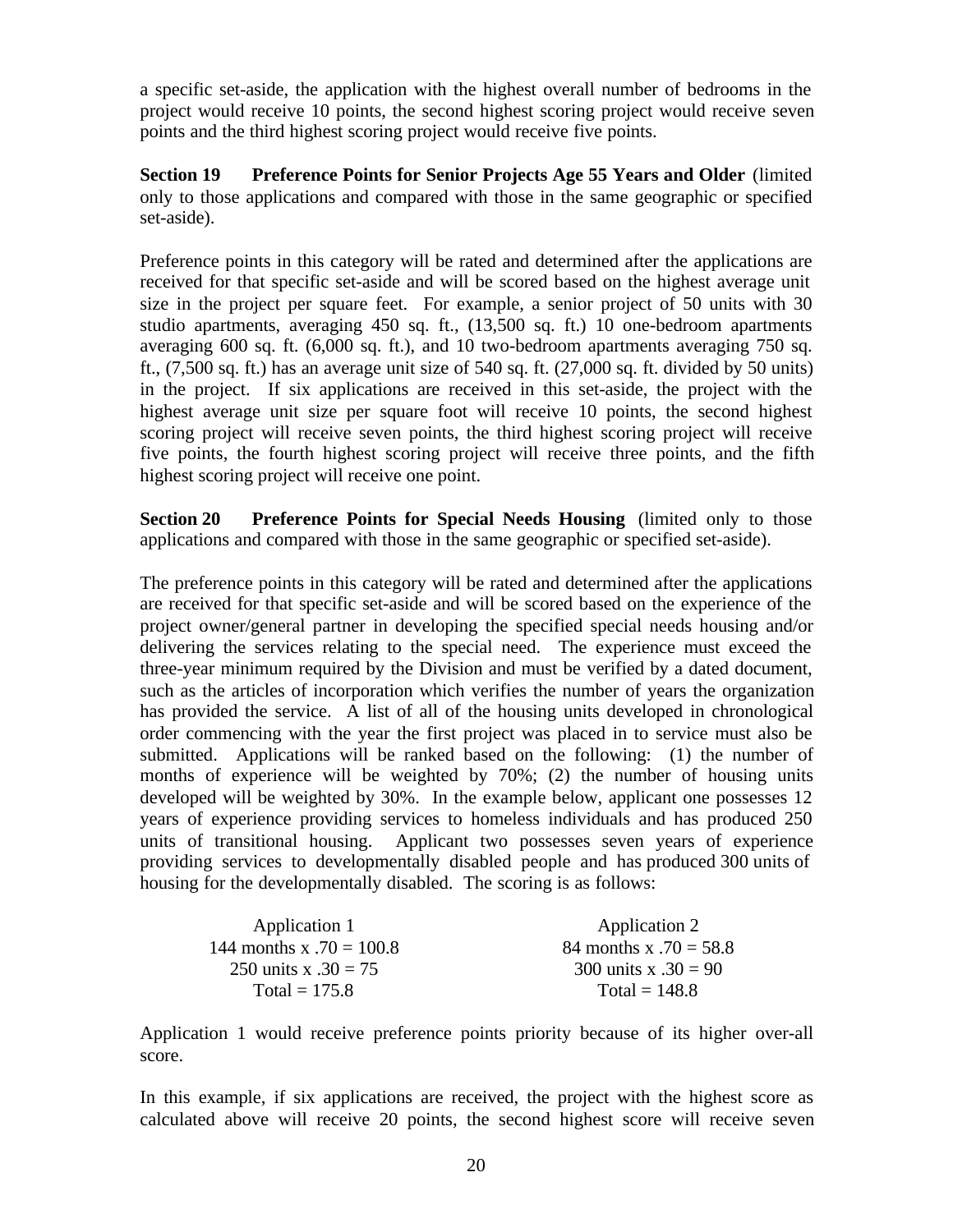a specific set-aside, the application with the highest overall number of bedrooms in the project would receive 10 points, the second highest scoring project would receive seven points and the third highest scoring project would receive five points.

**Section 19 Preference Points for Senior Projects Age 55 Years and Older** (limited only to those applications and compared with those in the same geographic or specified set-aside).

Preference points in this category will be rated and determined after the applications are received for that specific set-aside and will be scored based on the highest average unit size in the project per square feet. For example, a senior project of 50 units with 30 studio apartments, averaging 450 sq. ft., (13,500 sq. ft.) 10 one-bedroom apartments averaging 600 sq. ft. (6,000 sq. ft.), and 10 two-bedroom apartments averaging 750 sq. ft., (7,500 sq. ft.) has an average unit size of 540 sq. ft. (27,000 sq. ft. divided by 50 units) in the project. If six applications are received in this set-aside, the project with the highest average unit size per square foot will receive 10 points, the second highest scoring project will receive seven points, the third highest scoring project will receive five points, the fourth highest scoring project will receive three points, and the fifth highest scoring project will receive one point.

**Section 20 Preference Points for Special Needs Housing** (limited only to those applications and compared with those in the same geographic or specified set-aside).

The preference points in this category will be rated and determined after the applications are received for that specific set-aside and will be scored based on the experience of the project owner/general partner in developing the specified special needs housing and/or delivering the services relating to the special need. The experience must exceed the three-year minimum required by the Division and must be verified by a dated document, such as the articles of incorporation which verifies the number of years the organization has provided the service. A list of all of the housing units developed in chronological order commencing with the year the first project was placed in to service must also be submitted. Applications will be ranked based on the following: (1) the number of months of experience will be weighted by 70%; (2) the number of housing units developed will be weighted by 30%. In the example below, applicant one possesses 12 years of experience providing services to homeless individuals and has produced 250 units of transitional housing. Applicant two possesses seven years of experience providing services to developmentally disabled people and has produced 300 units of housing for the developmentally disabled. The scoring is as follows:

| Application 1 | Application 2 |
|---|---|
| 144 months x .70 = 100.8 | 84 months x .70 = 58.8 |
| 250 units x .30 = 75 | 300 units x .30 = 90 |
| Total = 175.8 | Total = 148.8 |

Application 1 would receive preference points priority because of its higher over-all score.

In this example, if six applications are received, the project with the highest score as calculated above will receive 20 points, the second highest score will receive seven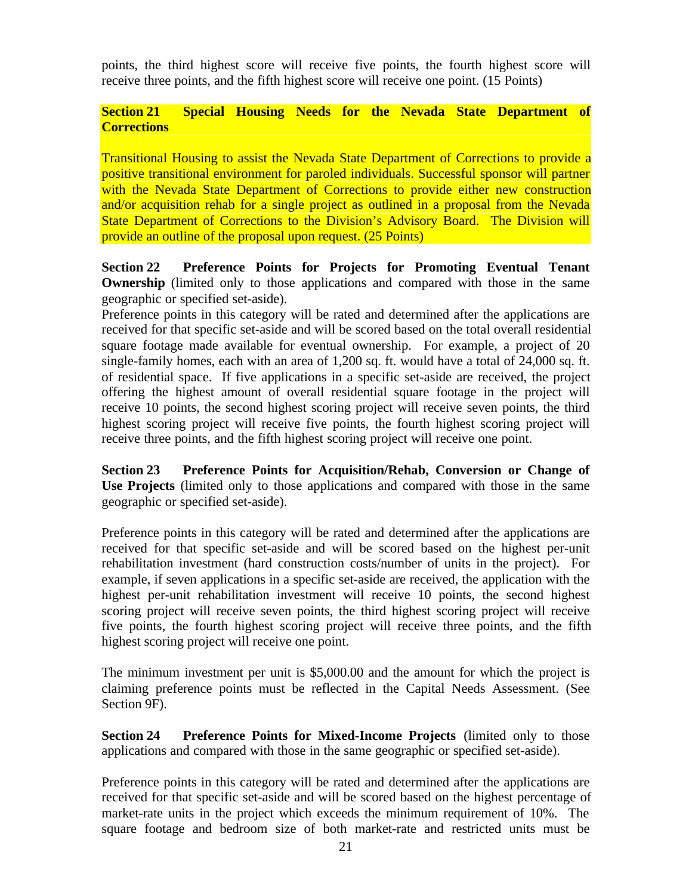points, the third highest score will receive five points, the fourth highest score will receive three points, and the fifth highest score will receive one point. (15 Points)

**Section 21 Special Housing Needs for the Nevada State Department of Corrections**

Transitional Housing to assist the Nevada State Department of Corrections to provide a positive transitional environment for paroled individuals. Successful sponsor will partner with the Nevada State Department of Corrections to provide either new construction and/or acquisition rehab for a single project as outlined in a proposal from the Nevada State Department of Corrections to the Division's Advisory Board. The Division will provide an outline of the proposal upon request. (25 Points)

**Section 22 Preference Points for Projects for Promoting Eventual Tenant Ownership** (limited only to those applications and compared with those in the same geographic or specified set-aside).

Preference points in this category will be rated and determined after the applications are received for that specific set-aside and will be scored based on the total overall residential square footage made available for eventual ownership. For example, a project of 20 single-family homes, each with an area of 1,200 sq. ft. would have a total of 24,000 sq. ft. of residential space. If five applications in a specific set-aside are received, the project offering the highest amount of overall residential square footage in the project will receive 10 points, the second highest scoring project will receive seven points, the third highest scoring project will receive five points, the fourth highest scoring project will receive three points, and the fifth highest scoring project will receive one point.

**Section 23 Preference Points for Acquisition/Rehab, Conversion or Change of Use Projects** (limited only to those applications and compared with those in the same geographic or specified set-aside).

Preference points in this category will be rated and determined after the applications are received for that specific set-aside and will be scored based on the highest per-unit rehabilitation investment (hard construction costs/number of units in the project). For example, if seven applications in a specific set-aside are received, the application with the highest per-unit rehabilitation investment will receive 10 points, the second highest scoring project will receive seven points, the third highest scoring project will receive five points, the fourth highest scoring project will receive three points, and the fifth highest scoring project will receive one point.

The minimum investment per unit is $5,000.00 and the amount for which the project is claiming preference points must be reflected in the Capital Needs Assessment. (See Section 9F).

**Section 24 Preference Points for Mixed-Income Projects** (limited only to those applications and compared with those in the same geographic or specified set-aside).

Preference points in this category will be rated and determined after the applications are received for that specific set-aside and will be scored based on the highest percentage of market-rate units in the project which exceeds the minimum requirement of 10%. The square footage and bedroom size of both market-rate and restricted units must be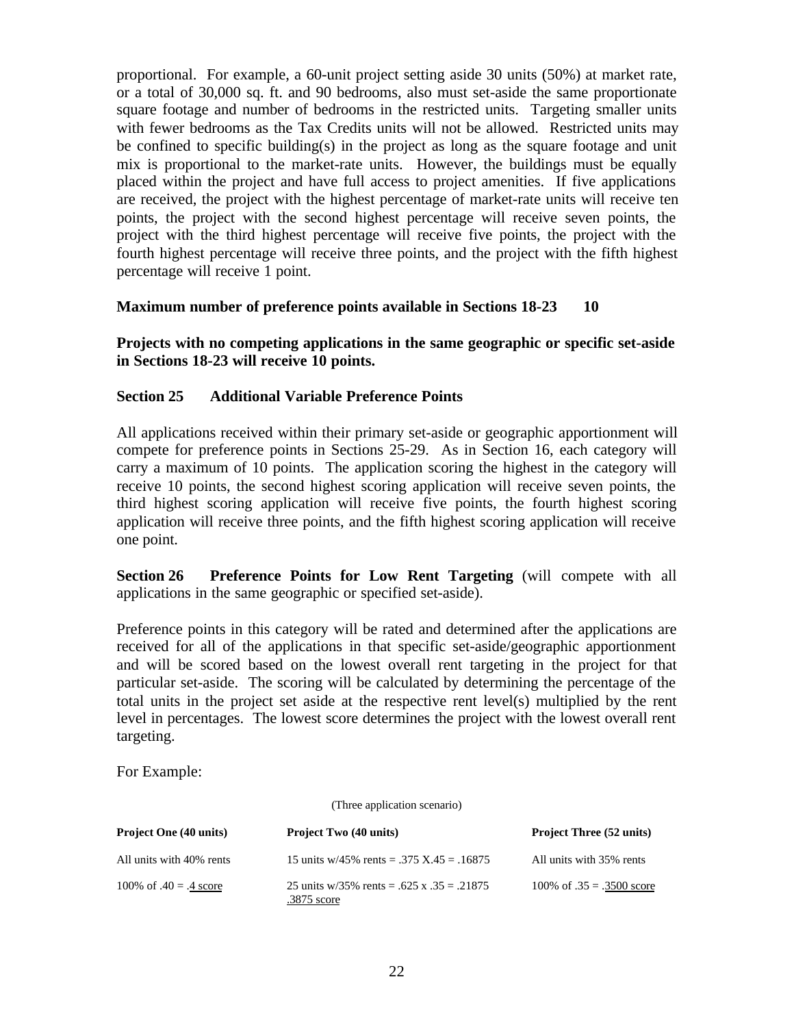proportional. For example, a 60-unit project setting aside 30 units (50%) at market rate, or a total of 30,000 sq. ft. and 90 bedrooms, also must set-aside the same proportionate square footage and number of bedrooms in the restricted units. Targeting smaller units with fewer bedrooms as the Tax Credits units will not be allowed. Restricted units may be confined to specific building(s) in the project as long as the square footage and unit mix is proportional to the market-rate units. However, the buildings must be equally placed within the project and have full access to project amenities. If five applications are received, the project with the highest percentage of market-rate units will receive ten points, the project with the second highest percentage will receive seven points, the project with the third highest percentage will receive five points, the project with the fourth highest percentage will receive three points, and the project with the fifth highest percentage will receive 1 point.

**Maximum number of preference points available in Sections 18-23 10**

**Projects with no competing applications in the same geographic or specific set-aside in Sections 18-23 will receive 10 points.**

**Section 25 Additional Variable Preference Points**

All applications received within their primary set-aside or geographic apportionment will compete for preference points in Sections 25-29. As in Section 16, each category will carry a maximum of 10 points. The application scoring the highest in the category will receive 10 points, the second highest scoring application will receive seven points, the third highest scoring application will receive five points, the fourth highest scoring application will receive three points, and the fifth highest scoring application will receive one point.

**Section 26 Preference Points for Low Rent Targeting** (will compete with all applications in the same geographic or specified set-aside).

Preference points in this category will be rated and determined after the applications are received for all of the applications in that specific set-aside/geographic apportionment and will be scored based on the lowest overall rent targeting in the project for that particular set-aside. The scoring will be calculated by determining the percentage of the total units in the project set aside at the respective rent level(s) multiplied by the rent level in percentages. The lowest score determines the project with the lowest overall rent targeting.

For Example:

(Three application scenario)

| Project One (40 units) | Project Two (40 units) | Project Three (52 units) |
|---|---|---|
| All units with 40% rents | 15 units w/45% rents = .375 X.45 = .16875 | All units with 35% rents |
| 100% of .40 = .4 score | 25 units w/35% rents = .625 x .35 = .21875<br>.3875 score | 100% of .35 = .3500 score |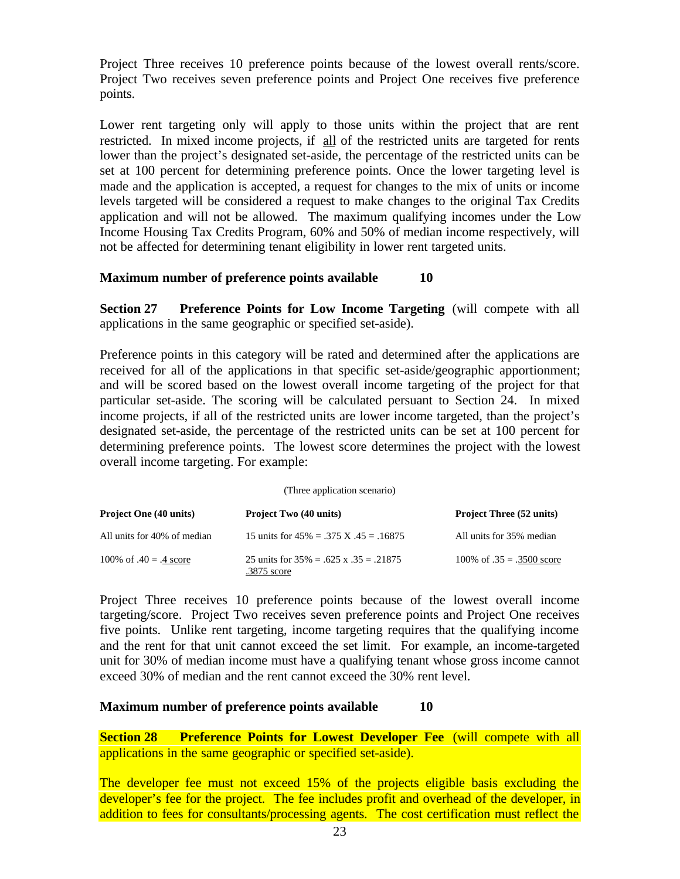Project Three receives 10 preference points because of the lowest overall rents/score. Project Two receives seven preference points and Project One receives five preference points.

Lower rent targeting only will apply to those units within the project that are rent restricted. In mixed income projects, if <u>all</u> of the restricted units are targeted for rents lower than the project's designated set-aside, the percentage of the restricted units can be set at 100 percent for determining preference points. Once the lower targeting level is made and the application is accepted, a request for changes to the mix of units or income levels targeted will be considered a request to make changes to the original Tax Credits application and will not be allowed. The maximum qualifying incomes under the Low Income Housing Tax Credits Program, 60% and 50% of median income respectively, will not be affected for determining tenant eligibility in lower rent targeted units.

**Maximum number of preference points available 10**

**Section 27 Preference Points for Low Income Targeting** (will compete with all applications in the same geographic or specified set-aside).

Preference points in this category will be rated and determined after the applications are received for all of the applications in that specific set-aside/geographic apportionment; and will be scored based on the lowest overall income targeting of the project for that particular set-aside. The scoring will be calculated persuant to Section 24. In mixed income projects, if all of the restricted units are lower income targeted, than the project's designated set-aside, the percentage of the restricted units can be set at 100 percent for determining preference points. The lowest score determines the project with the lowest overall income targeting. For example:

(Three application scenario)

| Project One (40 units) | Project Two (40 units) | Project Three (52 units) |
|---|---|---|
| All units for 40% of median | 15 units for 45% = .375 X .45 = .16875 | All units for 35% median |
| 100% of .40 = <u>.4 score</u> | 25 units for 35% = .625 x .35 = .21875<br><u>.3875 score</u> | 100% of .35 = <u>.3500 score</u> |

Project Three receives 10 preference points because of the lowest overall income targeting/score. Project Two receives seven preference points and Project One receives five points. Unlike rent targeting, income targeting requires that the qualifying income and the rent for that unit cannot exceed the set limit. For example, an income-targeted unit for 30% of median income must have a qualifying tenant whose gross income cannot exceed 30% of median and the rent cannot exceed the 30% rent level.

**Maximum number of preference points available 10**

**Section 28 Preference Points for Lowest Developer Fee** (will compete with all applications in the same geographic or specified set-aside).

The developer fee must not exceed 15% of the projects eligible basis excluding the developer's fee for the project. The fee includes profit and overhead of the developer, in addition to fees for consultants/processing agents. The cost certification must reflect the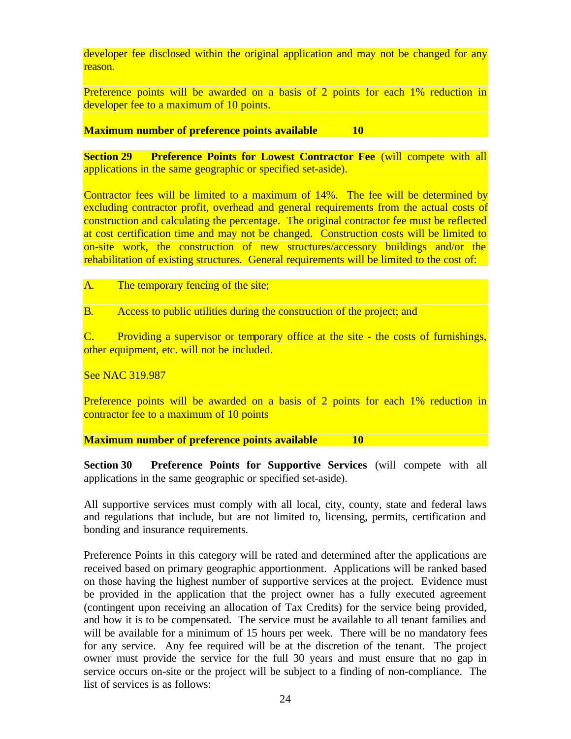developer fee disclosed within the original application and may not be changed for any reason.

Preference points will be awarded on a basis of 2 points for each 1% reduction in developer fee to a maximum of 10 points.

**Maximum number of preference points available 10**

**Section 29 Preference Points for Lowest Contractor Fee** (will compete with all applications in the same geographic or specified set-aside).

Contractor fees will be limited to a maximum of 14%. The fee will be determined by excluding contractor profit, overhead and general requirements from the actual costs of construction and calculating the percentage. The original contractor fee must be reflected at cost certification time and may not be changed. Construction costs will be limited to on-site work, the construction of new structures/accessory buildings and/or the rehabilitation of existing structures. General requirements will be limited to the cost of:

A. The temporary fencing of the site;

B. Access to public utilities during the construction of the project; and

C. Providing a supervisor or temporary office at the site - the costs of furnishings, other equipment, etc. will not be included.

See NAC 319.987

Preference points will be awarded on a basis of 2 points for each 1% reduction in contractor fee to a maximum of 10 points

**Maximum number of preference points available 10**

**Section 30 Preference Points for Supportive Services** (will compete with all applications in the same geographic or specified set-aside).

All supportive services must comply with all local, city, county, state and federal laws and regulations that include, but are not limited to, licensing, permits, certification and bonding and insurance requirements.

Preference Points in this category will be rated and determined after the applications are received based on primary geographic apportionment. Applications will be ranked based on those having the highest number of supportive services at the project. Evidence must be provided in the application that the project owner has a fully executed agreement (contingent upon receiving an allocation of Tax Credits) for the service being provided, and how it is to be compensated. The service must be available to all tenant families and will be available for a minimum of 15 hours per week. There will be no mandatory fees for any service. Any fee required will be at the discretion of the tenant. The project owner must provide the service for the full 30 years and must ensure that no gap in service occurs on-site or the project will be subject to a finding of non-compliance. The list of services is as follows: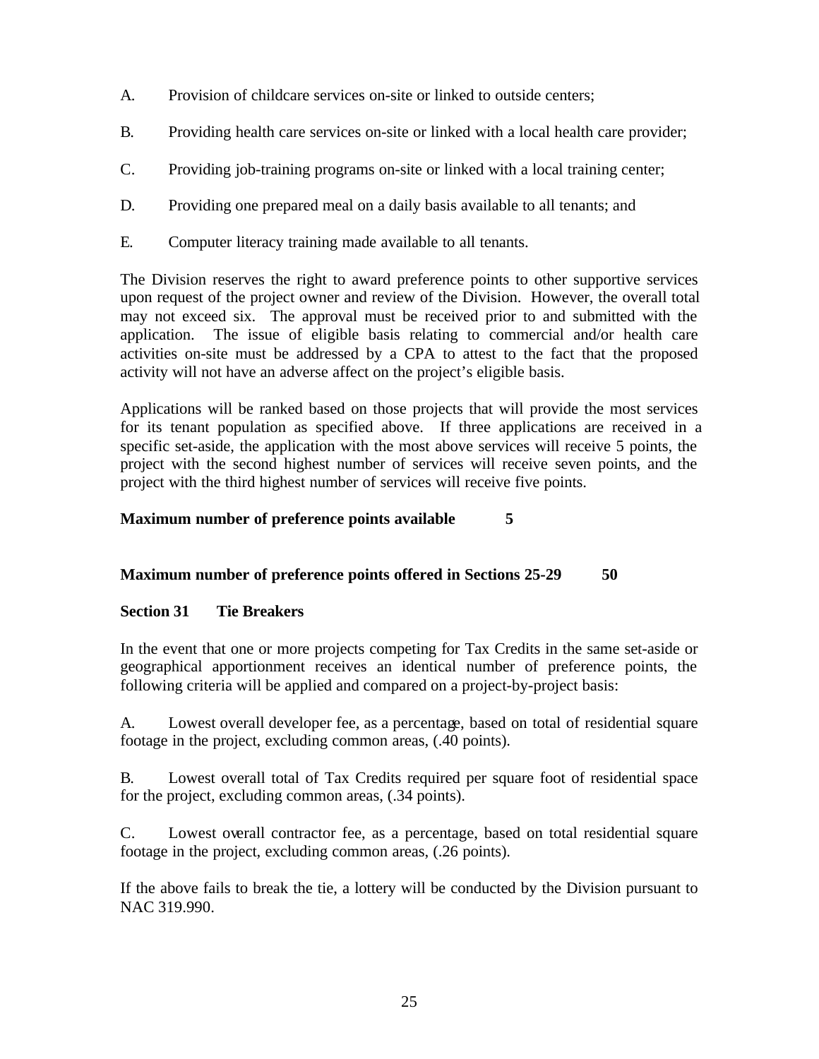A. Provision of childcare services on-site or linked to outside centers;

B. Providing health care services on-site or linked with a local health care provider;

C. Providing job-training programs on-site or linked with a local training center;

D. Providing one prepared meal on a daily basis available to all tenants; and

E. Computer literacy training made available to all tenants.

The Division reserves the right to award preference points to other supportive services upon request of the project owner and review of the Division. However, the overall total may not exceed six. The approval must be received prior to and submitted with the application. The issue of eligible basis relating to commercial and/or health care activities on-site must be addressed by a CPA to attest to the fact that the proposed activity will not have an adverse affect on the project's eligible basis.

Applications will be ranked based on those projects that will provide the most services for its tenant population as specified above. If three applications are received in a specific set-aside, the application with the most above services will receive 5 points, the project with the second highest number of services will receive seven points, and the project with the third highest number of services will receive five points.

**Maximum number of preference points available 5**

**Maximum number of preference points offered in Sections 25-29 50**

## Section 31 Tie Breakers

In the event that one or more projects competing for Tax Credits in the same set-aside or geographical apportionment receives an identical number of preference points, the following criteria will be applied and compared on a project-by-project basis:

A. Lowest overall developer fee, as a percentage, based on total of residential square footage in the project, excluding common areas, (.40 points).

B. Lowest overall total of Tax Credits required per square foot of residential space for the project, excluding common areas, (.34 points).

C. Lowest overall contractor fee, as a percentage, based on total residential square footage in the project, excluding common areas, (.26 points).

If the above fails to break the tie, a lottery will be conducted by the Division pursuant to NAC 319.990.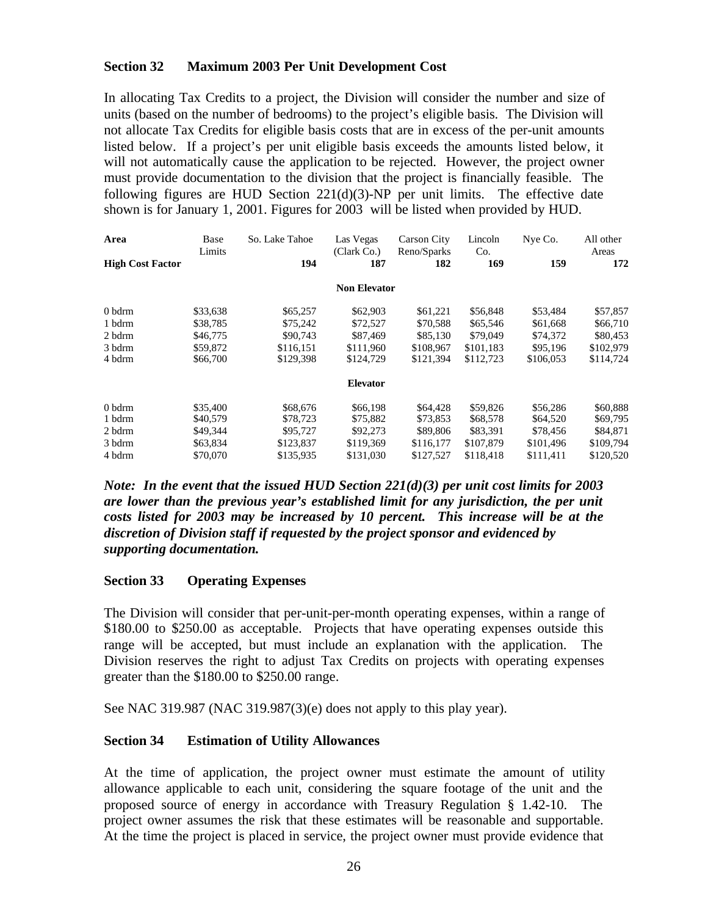## Section 32 Maximum 2003 Per Unit Development Cost

In allocating Tax Credits to a project, the Division will consider the number and size of units (based on the number of bedrooms) to the project's eligible basis. The Division will not allocate Tax Credits for eligible basis costs that are in excess of the per-unit amounts listed below. If a project's per unit eligible basis exceeds the amounts listed below, it will not automatically cause the application to be rejected. However, the project owner must provide documentation to the division that the project is financially feasible. The following figures are HUD Section 221(d)(3)-NP per unit limits. The effective date shown is for January 1, 2001. Figures for 2003 will be listed when provided by HUD.

| Area | Base Limits | So. Lake Tahoe | Las Vegas (Clark Co.) | Carson City Reno/Sparks | Lincoln Co. | Nye Co. | All other Areas |
|---|---|---|---|---|---|---|---|
| **High Cost Factor** | | **194** | **187** | **182** | **169** | **159** | **172** |
| | | | **Non Elevator** | | | | |
| 0 bdrm | $33,638 | $65,257 | $62,903 | $61,221 | $56,848 | $53,484 | $57,857 |
| 1 bdrm | $38,785 | $75,242 | $72,527 | $70,588 | $65,546 | $61,668 | $66,710 |
| 2 bdrm | $46,775 | $90,743 | $87,469 | $85,130 | $79,049 | $74,372 | $80,453 |
| 3 bdrm | $59,872 | $116,151 | $111,960 | $108,967 | $101,183 | $95,196 | $102,979 |
| 4 bdrm | $66,700 | $129,398 | $124,729 | $121,394 | $112,723 | $106,053 | $114,724 |
| | | | **Elevator** | | | | |
| 0 bdrm | $35,400 | $68,676 | $66,198 | $64,428 | $59,826 | $56,286 | $60,888 |
| 1 bdrm | $40,579 | $78,723 | $75,882 | $73,853 | $68,578 | $64,520 | $69,795 |
| 2 bdrm | $49,344 | $95,727 | $92,273 | $89,806 | $83,391 | $78,456 | $84,871 |
| 3 bdrm | $63,834 | $123,837 | $119,369 | $116,177 | $107,879 | $101,496 | $109,794 |
| 4 bdrm | $70,070 | $135,935 | $131,030 | $127,527 | $118,418 | $111,411 | $120,520 |

***Note: In the event that the issued HUD Section 221(d)(3) per unit cost limits for 2003 are lower than the previous year's established limit for any jurisdiction, the per unit costs listed for 2003 may be increased by 10 percent. This increase will be at the discretion of Division staff if requested by the project sponsor and evidenced by supporting documentation.***

## Section 33 Operating Expenses

The Division will consider that per-unit-per-month operating expenses, within a range of $180.00 to $250.00 as acceptable. Projects that have operating expenses outside this range will be accepted, but must include an explanation with the application. The Division reserves the right to adjust Tax Credits on projects with operating expenses greater than the $180.00 to $250.00 range.

See NAC 319.987 (NAC 319.987(3)(e) does not apply to this play year).

## Section 34 Estimation of Utility Allowances

At the time of application, the project owner must estimate the amount of utility allowance applicable to each unit, considering the square footage of the unit and the proposed source of energy in accordance with Treasury Regulation § 1.42-10. The project owner assumes the risk that these estimates will be reasonable and supportable. At the time the project is placed in service, the project owner must provide evidence that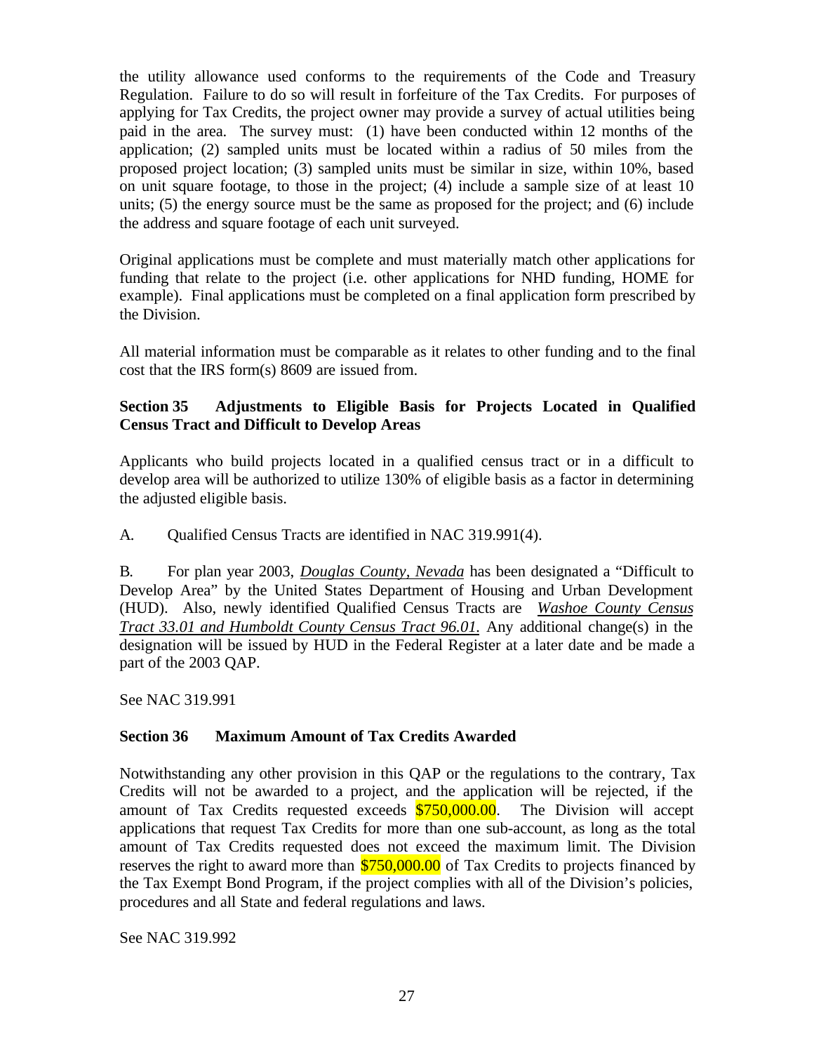the utility allowance used conforms to the requirements of the Code and Treasury Regulation. Failure to do so will result in forfeiture of the Tax Credits. For purposes of applying for Tax Credits, the project owner may provide a survey of actual utilities being paid in the area. The survey must: (1) have been conducted within 12 months of the application; (2) sampled units must be located within a radius of 50 miles from the proposed project location; (3) sampled units must be similar in size, within 10%, based on unit square footage, to those in the project; (4) include a sample size of at least 10 units; (5) the energy source must be the same as proposed for the project; and (6) include the address and square footage of each unit surveyed.

Original applications must be complete and must materially match other applications for funding that relate to the project (i.e. other applications for NHD funding, HOME for example). Final applications must be completed on a final application form prescribed by the Division.

All material information must be comparable as it relates to other funding and to the final cost that the IRS form(s) 8609 are issued from.

### Section 35 Adjustments to Eligible Basis for Projects Located in Qualified Census Tract and Difficult to Develop Areas

Applicants who build projects located in a qualified census tract or in a difficult to develop area will be authorized to utilize 130% of eligible basis as a factor in determining the adjusted eligible basis.

A. Qualified Census Tracts are identified in NAC 319.991(4).

B. For plan year 2003, *Douglas County, Nevada* has been designated a "Difficult to Develop Area" by the United States Department of Housing and Urban Development (HUD). Also, newly identified Qualified Census Tracts are *Washoe County Census Tract 33.01 and Humboldt County Census Tract 96.01.* Any additional change(s) in the designation will be issued by HUD in the Federal Register at a later date and be made a part of the 2003 QAP.

See NAC 319.991

### Section 36 Maximum Amount of Tax Credits Awarded

Notwithstanding any other provision in this QAP or the regulations to the contrary, Tax Credits will not be awarded to a project, and the application will be rejected, if the amount of Tax Credits requested exceeds $750,000.00. The Division will accept applications that request Tax Credits for more than one sub-account, as long as the total amount of Tax Credits requested does not exceed the maximum limit. The Division reserves the right to award more than $750,000.00 of Tax Credits to projects financed by the Tax Exempt Bond Program, if the project complies with all of the Division's policies, procedures and all State and federal regulations and laws.

See NAC 319.992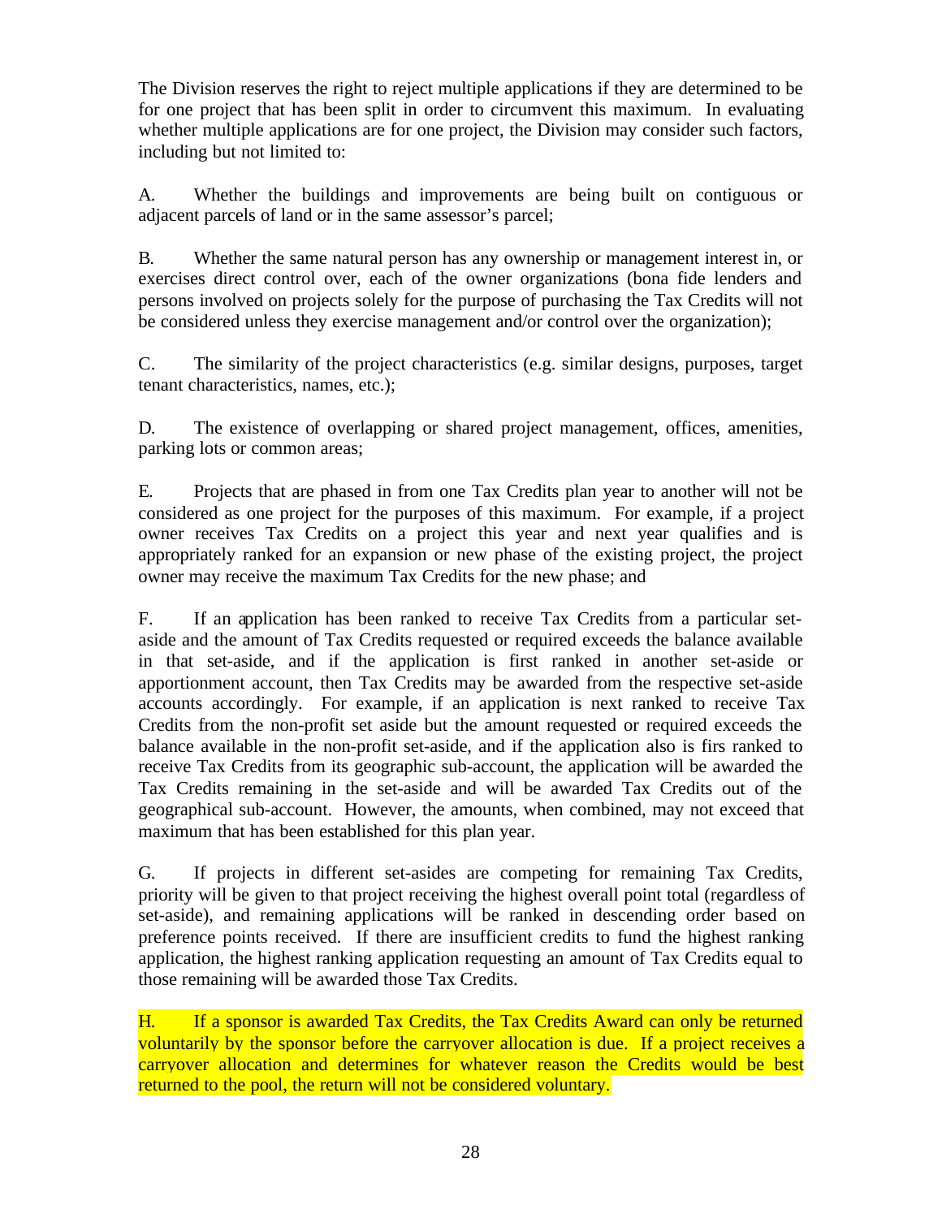The Division reserves the right to reject multiple applications if they are determined to be for one project that has been split in order to circumvent this maximum. In evaluating whether multiple applications are for one project, the Division may consider such factors, including but not limited to:

A. Whether the buildings and improvements are being built on contiguous or adjacent parcels of land or in the same assessor's parcel;

B. Whether the same natural person has any ownership or management interest in, or exercises direct control over, each of the owner organizations (bona fide lenders and persons involved on projects solely for the purpose of purchasing the Tax Credits will not be considered unless they exercise management and/or control over the organization);

C. The similarity of the project characteristics (e.g. similar designs, purposes, target tenant characteristics, names, etc.);

D. The existence of overlapping or shared project management, offices, amenities, parking lots or common areas;

E. Projects that are phased in from one Tax Credits plan year to another will not be considered as one project for the purposes of this maximum. For example, if a project owner receives Tax Credits on a project this year and next year qualifies and is appropriately ranked for an expansion or new phase of the existing project, the project owner may receive the maximum Tax Credits for the new phase; and

F. If an application has been ranked to receive Tax Credits from a particular set-aside and the amount of Tax Credits requested or required exceeds the balance available in that set-aside, and if the application is first ranked in another set-aside or apportionment account, then Tax Credits may be awarded from the respective set-aside accounts accordingly. For example, if an application is next ranked to receive Tax Credits from the non-profit set aside but the amount requested or required exceeds the balance available in the non-profit set-aside, and if the application also is firs ranked to receive Tax Credits from its geographic sub-account, the application will be awarded the Tax Credits remaining in the set-aside and will be awarded Tax Credits out of the geographical sub-account. However, the amounts, when combined, may not exceed that maximum that has been established for this plan year.

G. If projects in different set-asides are competing for remaining Tax Credits, priority will be given to that project receiving the highest overall point total (regardless of set-aside), and remaining applications will be ranked in descending order based on preference points received. If there are insufficient credits to fund the highest ranking application, the highest ranking application requesting an amount of Tax Credits equal to those remaining will be awarded those Tax Credits.

H. If a sponsor is awarded Tax Credits, the Tax Credits Award can only be returned voluntarily by the sponsor before the carryover allocation is due. If a project receives a carryover allocation and determines for whatever reason the Credits would be best returned to the pool, the return will not be considered voluntary.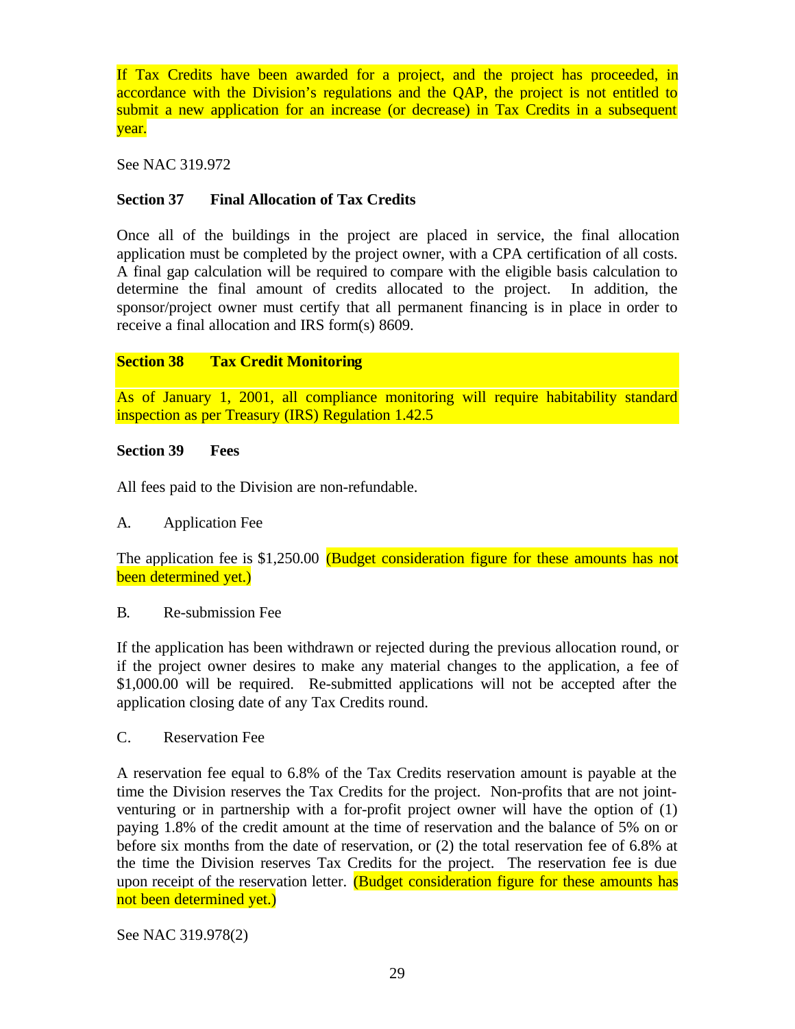If Tax Credits have been awarded for a project, and the project has proceeded, in accordance with the Division's regulations and the QAP, the project is not entitled to submit a new application for an increase (or decrease) in Tax Credits in a subsequent year.

See NAC 319.972

### Section 37 Final Allocation of Tax Credits

Once all of the buildings in the project are placed in service, the final allocation application must be completed by the project owner, with a CPA certification of all costs. A final gap calculation will be required to compare with the eligible basis calculation to determine the final amount of credits allocated to the project. In addition, the sponsor/project owner must certify that all permanent financing is in place in order to receive a final allocation and IRS form(s) 8609.

### Section 38 Tax Credit Monitoring

As of January 1, 2001, all compliance monitoring will require habitability standard inspection as per Treasury (IRS) Regulation 1.42.5

### Section 39 Fees

All fees paid to the Division are non-refundable.

A. Application Fee

The application fee is $1,250.00 (Budget consideration figure for these amounts has not been determined yet.)

B. Re-submission Fee

If the application has been withdrawn or rejected during the previous allocation round, or if the project owner desires to make any material changes to the application, a fee of $1,000.00 will be required. Re-submitted applications will not be accepted after the application closing date of any Tax Credits round.

C. Reservation Fee

A reservation fee equal to 6.8% of the Tax Credits reservation amount is payable at the time the Division reserves the Tax Credits for the project. Non-profits that are not joint-venturing or in partnership with a for-profit project owner will have the option of (1) paying 1.8% of the credit amount at the time of reservation and the balance of 5% on or before six months from the date of reservation, or (2) the total reservation fee of 6.8% at the time the Division reserves Tax Credits for the project. The reservation fee is due upon receipt of the reservation letter. (Budget consideration figure for these amounts has not been determined yet.)

See NAC 319.978(2)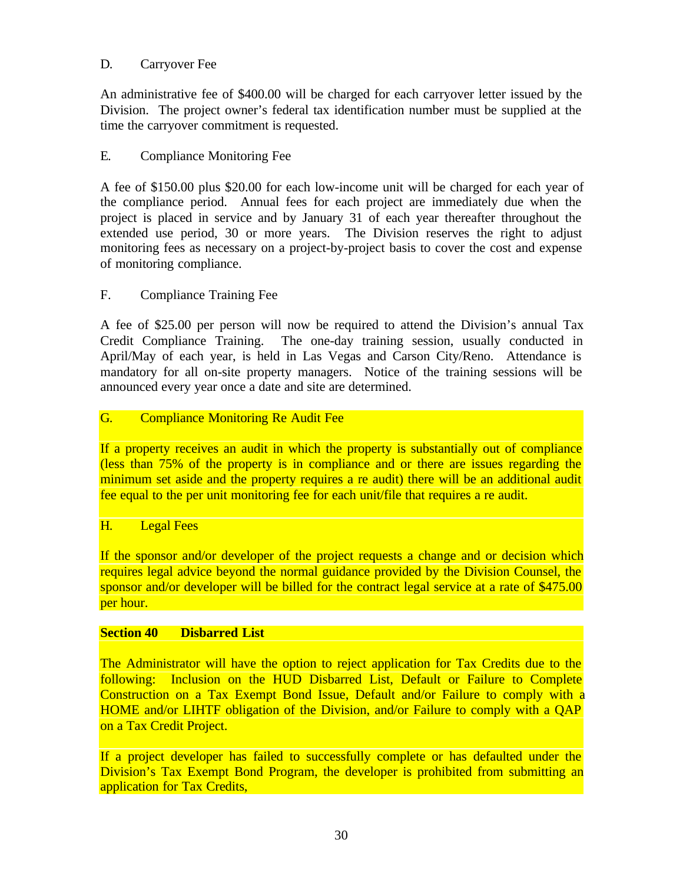D. Carryover Fee

An administrative fee of $400.00 will be charged for each carryover letter issued by the Division. The project owner's federal tax identification number must be supplied at the time the carryover commitment is requested.

E. Compliance Monitoring Fee

A fee of $150.00 plus $20.00 for each low-income unit will be charged for each year of the compliance period. Annual fees for each project are immediately due when the project is placed in service and by January 31 of each year thereafter throughout the extended use period, 30 or more years. The Division reserves the right to adjust monitoring fees as necessary on a project-by-project basis to cover the cost and expense of monitoring compliance.

F. Compliance Training Fee

A fee of $25.00 per person will now be required to attend the Division's annual Tax Credit Compliance Training. The one-day training session, usually conducted in April/May of each year, is held in Las Vegas and Carson City/Reno. Attendance is mandatory for all on-site property managers. Notice of the training sessions will be announced every year once a date and site are determined.

G. Compliance Monitoring Re Audit Fee

If a property receives an audit in which the property is substantially out of compliance (less than 75% of the property is in compliance and or there are issues regarding the minimum set aside and the property requires a re audit) there will be an additional audit fee equal to the per unit monitoring fee for each unit/file that requires a re audit.

H. Legal Fees

If the sponsor and/or developer of the project requests a change and or decision which requires legal advice beyond the normal guidance provided by the Division Counsel, the sponsor and/or developer will be billed for the contract legal service at a rate of $475.00 per hour.

**Section 40 Disbarred List**

The Administrator will have the option to reject application for Tax Credits due to the following: Inclusion on the HUD Disbarred List, Default or Failure to Complete Construction on a Tax Exempt Bond Issue, Default and/or Failure to comply with a HOME and/or LIHTF obligation of the Division, and/or Failure to comply with a QAP on a Tax Credit Project.

If a project developer has failed to successfully complete or has defaulted under the Division's Tax Exempt Bond Program, the developer is prohibited from submitting an application for Tax Credits,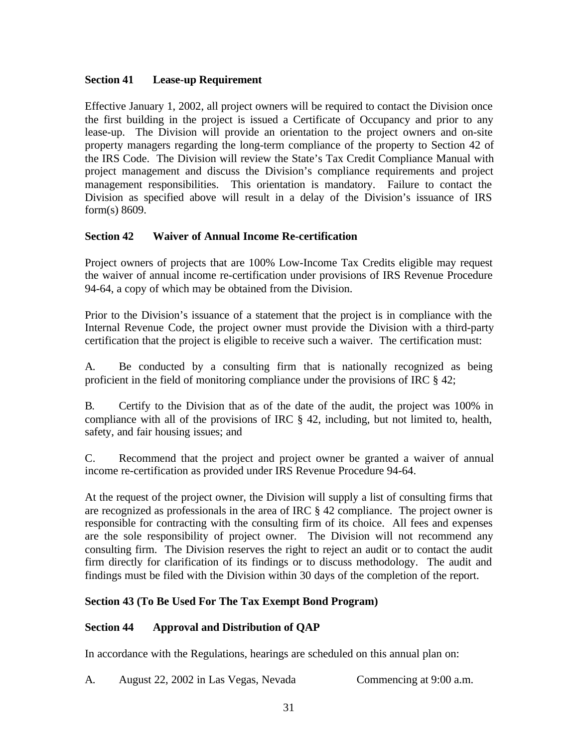### Section 41 Lease-up Requirement

Effective January 1, 2002, all project owners will be required to contact the Division once the first building in the project is issued a Certificate of Occupancy and prior to any lease-up. The Division will provide an orientation to the project owners and on-site property managers regarding the long-term compliance of the property to Section 42 of the IRS Code. The Division will review the State's Tax Credit Compliance Manual with project management and discuss the Division's compliance requirements and project management responsibilities. This orientation is mandatory. Failure to contact the Division as specified above will result in a delay of the Division's issuance of IRS form(s) 8609.

### Section 42 Waiver of Annual Income Re-certification

Project owners of projects that are 100% Low-Income Tax Credits eligible may request the waiver of annual income re-certification under provisions of IRS Revenue Procedure 94-64, a copy of which may be obtained from the Division.

Prior to the Division's issuance of a statement that the project is in compliance with the Internal Revenue Code, the project owner must provide the Division with a third-party certification that the project is eligible to receive such a waiver. The certification must:

A. Be conducted by a consulting firm that is nationally recognized as being proficient in the field of monitoring compliance under the provisions of IRC § 42;

B. Certify to the Division that as of the date of the audit, the project was 100% in compliance with all of the provisions of IRC § 42, including, but not limited to, health, safety, and fair housing issues; and

C. Recommend that the project and project owner be granted a waiver of annual income re-certification as provided under IRS Revenue Procedure 94-64.

At the request of the project owner, the Division will supply a list of consulting firms that are recognized as professionals in the area of IRC § 42 compliance. The project owner is responsible for contracting with the consulting firm of its choice. All fees and expenses are the sole responsibility of project owner. The Division will not recommend any consulting firm. The Division reserves the right to reject an audit or to contact the audit firm directly for clarification of its findings or to discuss methodology. The audit and findings must be filed with the Division within 30 days of the completion of the report.

### Section 43 (To Be Used For The Tax Exempt Bond Program)

### Section 44 Approval and Distribution of QAP

In accordance with the Regulations, hearings are scheduled on this annual plan on:

A. August 22, 2002 in Las Vegas, Nevada Commencing at 9:00 a.m.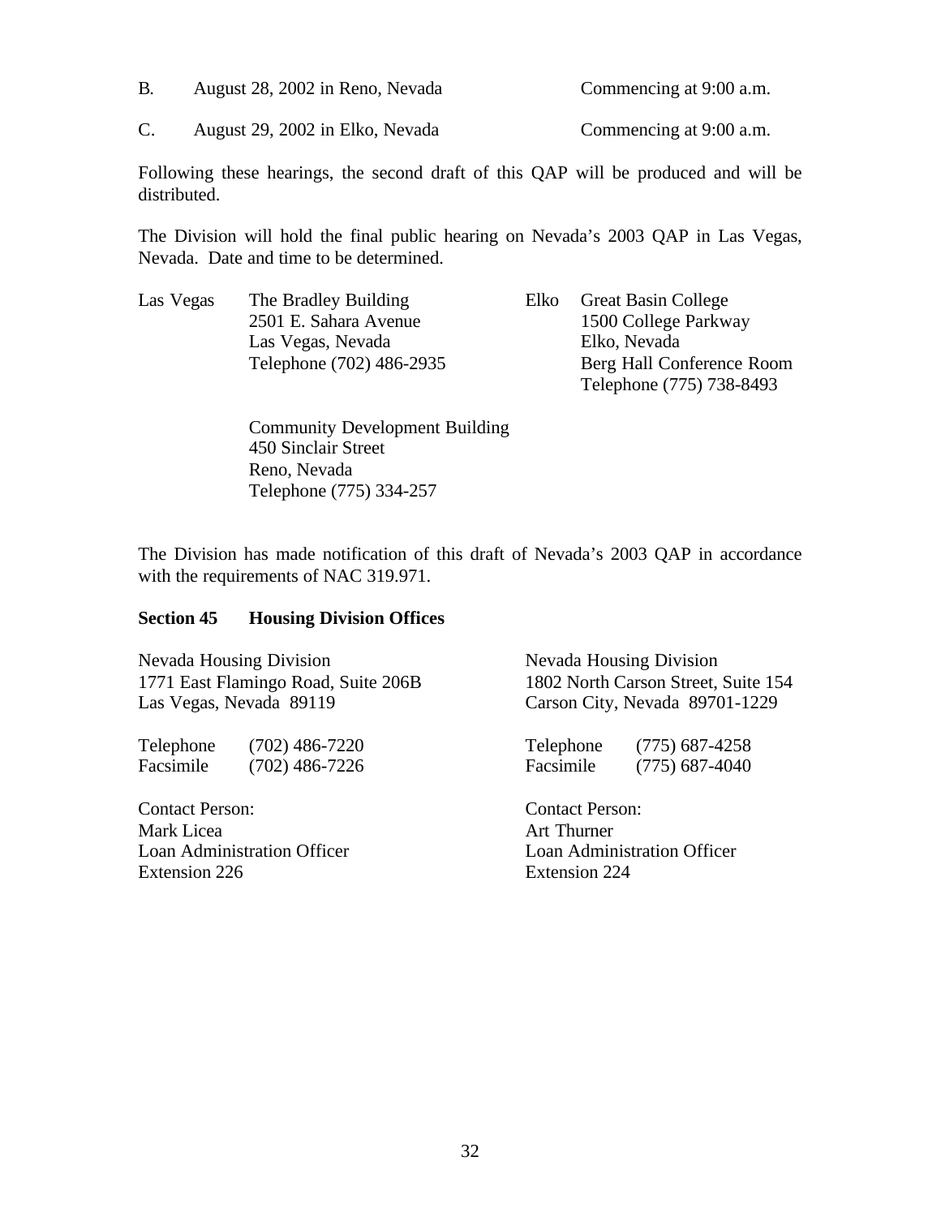B. August 28, 2002 in Reno, Nevada Commencing at 9:00 a.m.

C. August 29, 2002 in Elko, Nevada Commencing at 9:00 a.m.

Following these hearings, the second draft of this QAP will be produced and will be distributed.

The Division will hold the final public hearing on Nevada's 2003 QAP in Las Vegas, Nevada. Date and time to be determined.

Las Vegas
The Bradley Building
2501 E. Sahara Avenue
Las Vegas, Nevada
Telephone (702) 486-2935

Elko
Great Basin College
1500 College Parkway
Elko, Nevada
Berg Hall Conference Room
Telephone (775) 738-8493

Community Development Building
450 Sinclair Street
Reno, Nevada
Telephone (775) 334-257

The Division has made notification of this draft of Nevada's 2003 QAP in accordance with the requirements of NAC 319.971.

**Section 45 Housing Division Offices**

Nevada Housing Division
1771 East Flamingo Road, Suite 206B
Las Vegas, Nevada 89119

Telephone (702) 486-7220
Facsimile (702) 486-7226

Contact Person:
Mark Licea
Loan Administration Officer
Extension 226

Nevada Housing Division
1802 North Carson Street, Suite 154
Carson City, Nevada 89701-1229

Telephone (775) 687-4258
Facsimile (775) 687-4040

Contact Person:
Art Thurner
Loan Administration Officer
Extension 224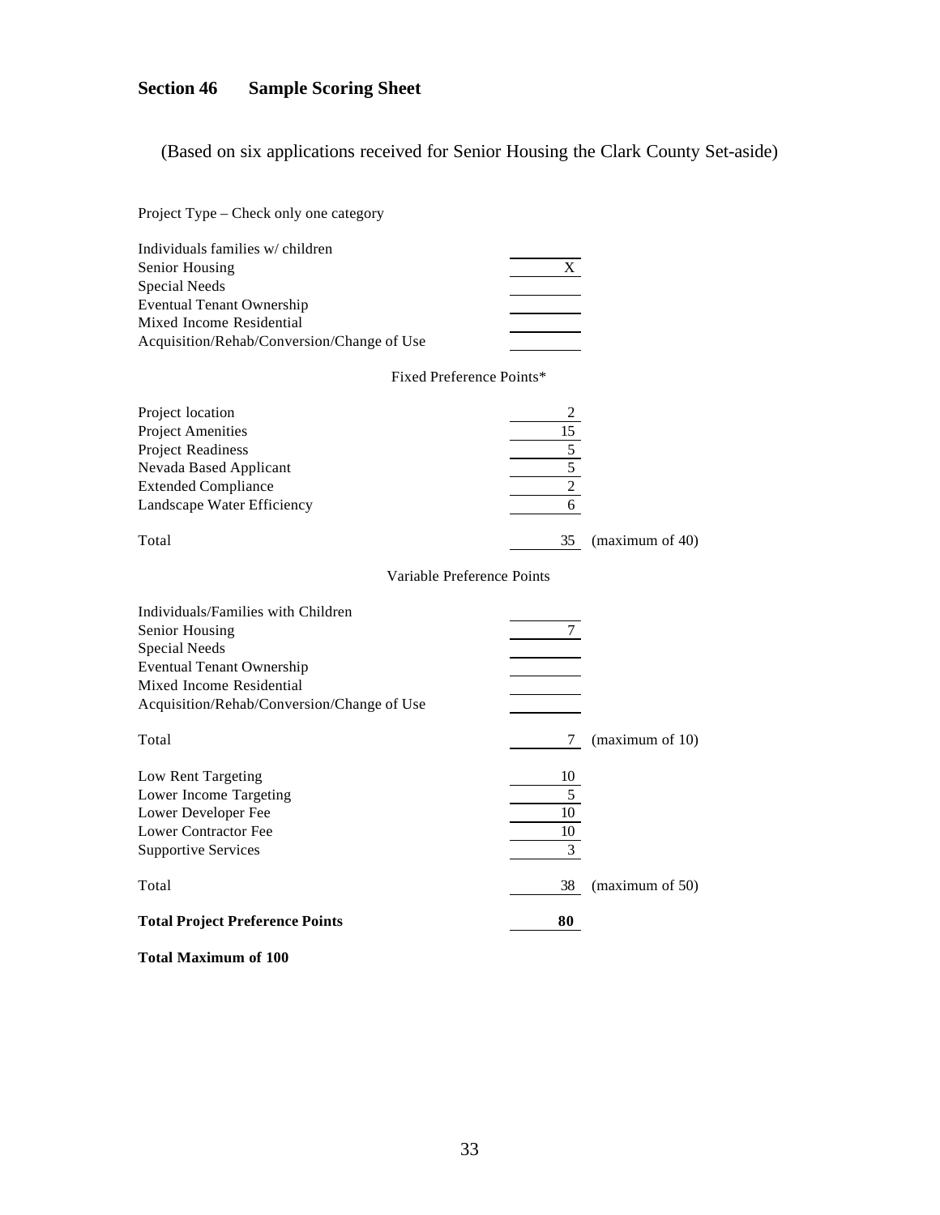## Section 46 Sample Scoring Sheet

(Based on six applications received for Senior Housing the Clark County Set-aside)

Project Type – Check only one category

| Category | |
|---|---|
| Individuals families w/ children | |
| Senior Housing | X |
| Special Needs | |
| Eventual Tenant Ownership | |
| Mixed Income Residential | |
| Acquisition/Rehab/Conversion/Change of Use | |

Fixed Preference Points*

| Category | Points | |
|---|---|---|
| Project location | 2 | |
| Project Amenities | 15 | |
| Project Readiness | 5 | |
| Nevada Based Applicant | 5 | |
| Extended Compliance | 2 | |
| Landscape Water Efficiency | 6 | |
| Total | 35 | (maximum of 40) |

Variable Preference Points

| Category | Points | |
|---|---|---|
| Individuals/Families with Children | | |
| Senior Housing | 7 | |
| Special Needs | | |
| Eventual Tenant Ownership | | |
| Mixed Income Residential | | |
| Acquisition/Rehab/Conversion/Change of Use | | |
| Total | 7 | (maximum of 10) |
| Low Rent Targeting | 10 | |
| Lower Income Targeting | 5 | |
| Lower Developer Fee | 10 | |
| Lower Contractor Fee | 10 | |
| Supportive Services | 3 | |
| Total | 38 | (maximum of 50) |
| **Total Project Preference Points** | **80** | |

**Total Maximum of 100**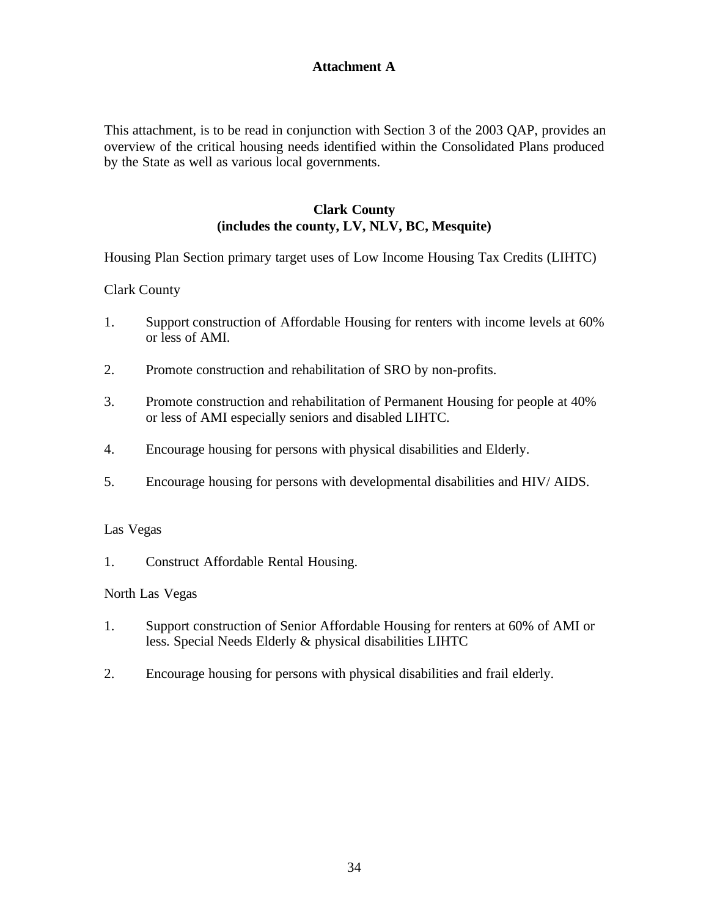# Attachment A

This attachment, is to be read in conjunction with Section 3 of the 2003 QAP, provides an overview of the critical housing needs identified within the Consolidated Plans produced by the State as well as various local governments.

## Clark County
## (includes the county, LV, NLV, BC, Mesquite)

Housing Plan Section primary target uses of Low Income Housing Tax Credits (LIHTC)

Clark County

1. Support construction of Affordable Housing for renters with income levels at 60% or less of AMI.
2. Promote construction and rehabilitation of SRO by non-profits.
3. Promote construction and rehabilitation of Permanent Housing for people at 40% or less of AMI especially seniors and disabled LIHTC.
4. Encourage housing for persons with physical disabilities and Elderly.
5. Encourage housing for persons with developmental disabilities and HIV/ AIDS.

Las Vegas

1. Construct Affordable Rental Housing.

North Las Vegas

1. Support construction of Senior Affordable Housing for renters at 60% of AMI or less. Special Needs Elderly & physical disabilities LIHTC
2. Encourage housing for persons with physical disabilities and frail elderly.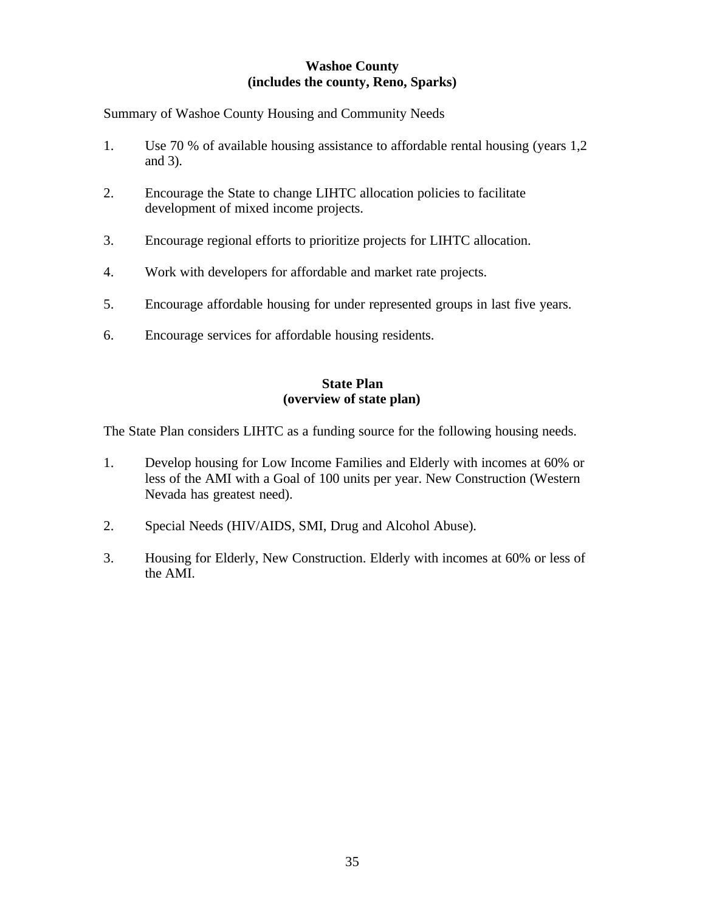### Washoe County
### (includes the county, Reno, Sparks)

Summary of Washoe County Housing and Community Needs

1. Use 70 % of available housing assistance to affordable rental housing (years 1,2 and 3).

2. Encourage the State to change LIHTC allocation policies to facilitate development of mixed income projects.

3. Encourage regional efforts to prioritize projects for LIHTC allocation.

4. Work with developers for affordable and market rate projects.

5. Encourage affordable housing for under represented groups in last five years.

6. Encourage services for affordable housing residents.

### State Plan
### (overview of state plan)

The State Plan considers LIHTC as a funding source for the following housing needs.

1. Develop housing for Low Income Families and Elderly with incomes at 60% or less of the AMI with a Goal of 100 units per year. New Construction (Western Nevada has greatest need).

2. Special Needs (HIV/AIDS, SMI, Drug and Alcohol Abuse).

3. Housing for Elderly, New Construction. Elderly with incomes at 60% or less of the AMI.